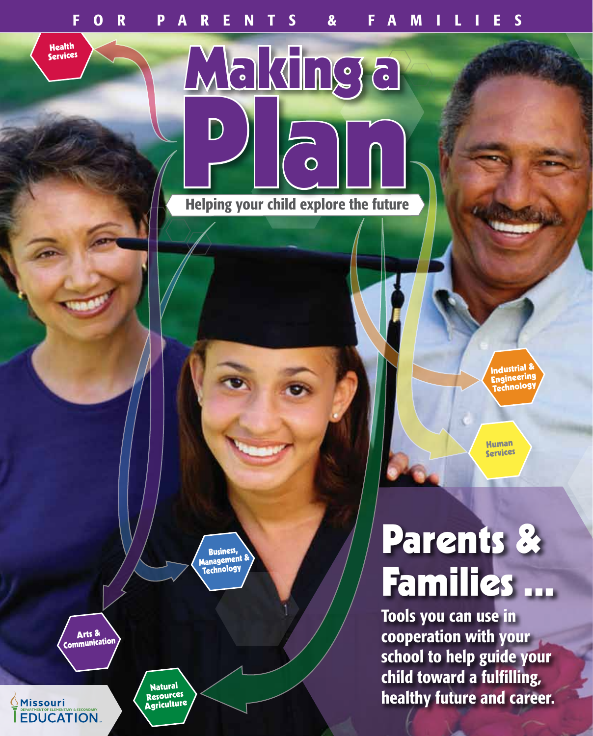FOR PARENTS & FAMILIES

# Making a Plan

**Helping your child explore the future**

Health Services

Industrial & Engineering Technology

Human Services

Business, Management & Technology

Arts & Communication

Natural Resources Agriculture

## Parents & Families ...

**Tools you can use in cooperation with your school to help guide your child toward a fulfilling, healthy future and career.**

Missouri Department of Elementary & Secondary Education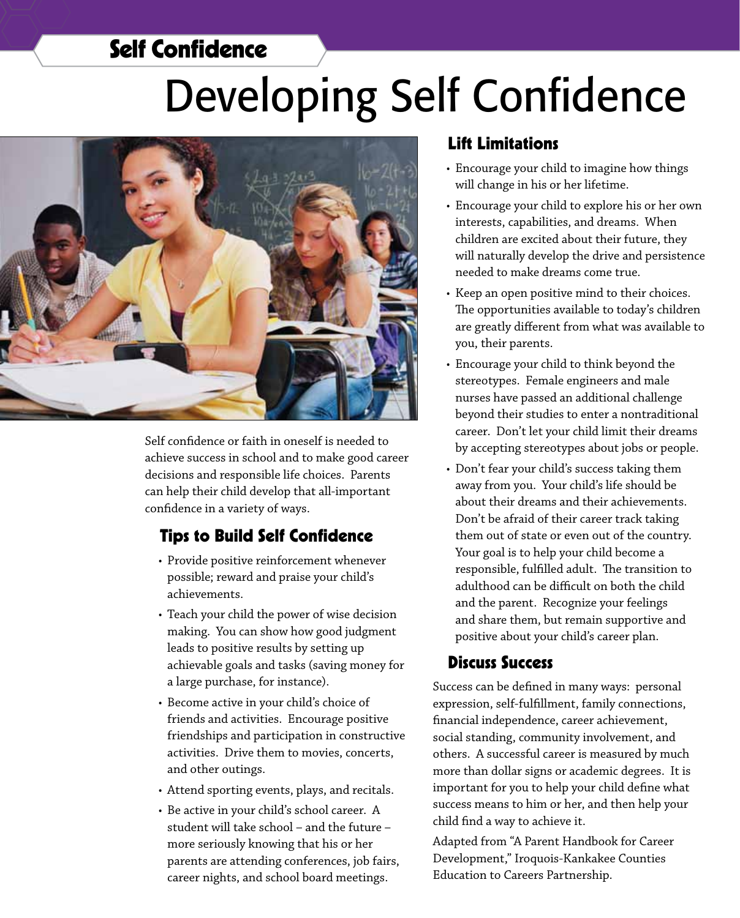Self Confidence

# Developing Self Confidence

Self confidence or faith in oneself is needed to achieve success in school and to make good career decisions and responsible life choices. Parents can help their child develop that all-important confidence in a variety of ways.

## Tips to Build Self Confidence

- Provide positive reinforcement whenever possible; reward and praise your child's achievements.
- Teach your child the power of wise decision making. You can show how good judgment leads to positive results by setting up achievable goals and tasks (saving money for a large purchase, for instance).
- Become active in your child's choice of friends and activities. Encourage positive friendships and participation in constructive activities. Drive them to movies, concerts, and other outings.
- Attend sporting events, plays, and recitals.
- Be active in your child's school career. A student will take school – and the future – more seriously knowing that his or her parents are attending conferences, job fairs, career nights, and school board meetings.

## Lift Limitations

- Encourage your child to imagine how things will change in his or her lifetime.
- Encourage your child to explore his or her own interests, capabilities, and dreams. When children are excited about their future, they will naturally develop the drive and persistence needed to make dreams come true.
- Keep an open positive mind to their choices. The opportunities available to today's children are greatly different from what was available to you, their parents.
- Encourage your child to think beyond the stereotypes. Female engineers and male nurses have passed an additional challenge beyond their studies to enter a nontraditional career. Don't let your child limit their dreams by accepting stereotypes about jobs or people.
- Don't fear your child's success taking them away from you. Your child's life should be about their dreams and their achievements. Don't be afraid of their career track taking them out of state or even out of the country. Your goal is to help your child become a responsible, fulfilled adult. The transition to adulthood can be difficult on both the child and the parent. Recognize your feelings and share them, but remain supportive and positive about your child's career plan.

## Discuss Success

Success can be defined in many ways: personal expression, self-fulfillment, family connections, financial independence, career achievement, social standing, community involvement, and others. A successful career is measured by much more than dollar signs or academic degrees. It is important for you to help your child define what success means to him or her, and then help your child find a way to achieve it.

Adapted from "A Parent Handbook for Career Development," Iroquois-Kankakee Counties Education to Careers Partnership.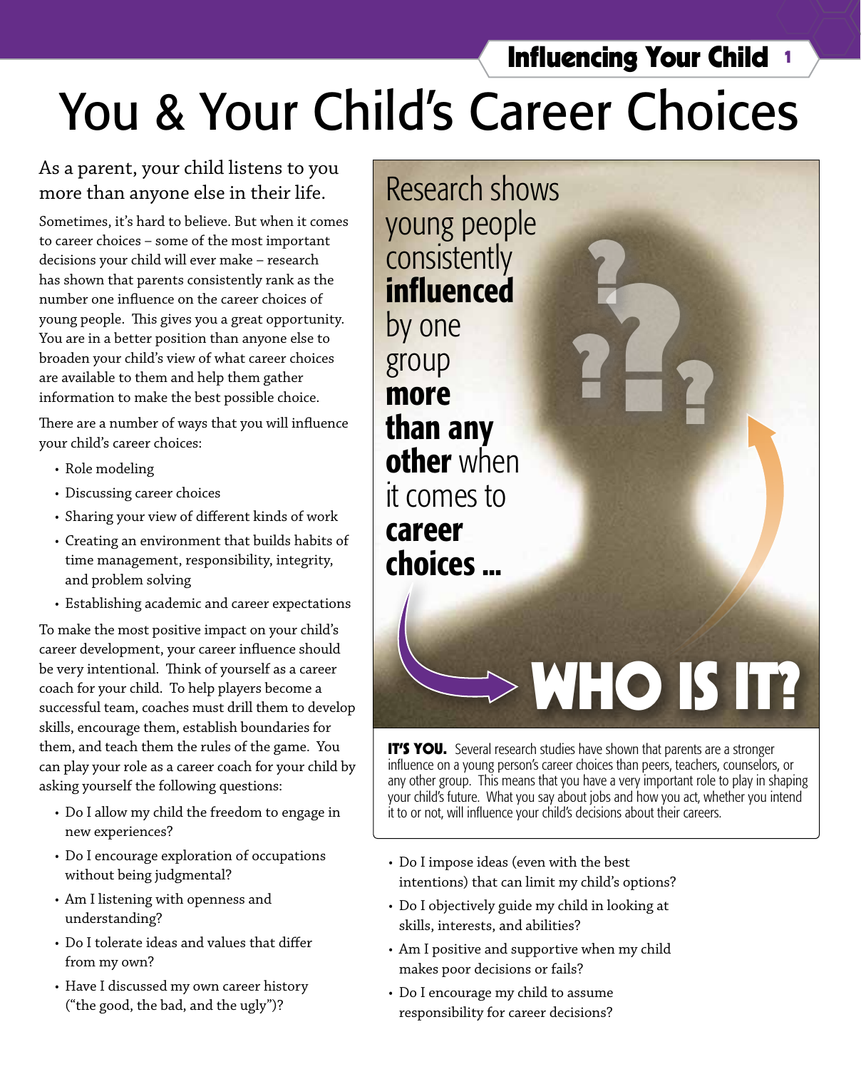# You & Your Child's Career Choices

As a parent, your child listens to you more than anyone else in their life.

Sometimes, it's hard to believe. But when it comes to career choices – some of the most important decisions your child will ever make – research has shown that parents consistently rank as the number one influence on the career choices of young people. This gives you a great opportunity. You are in a better position than anyone else to broaden your child's view of what career choices are available to them and help them gather information to make the best possible choice.

There are a number of ways that you will influence your child's career choices:

- Role modeling
- Discussing career choices
- Sharing your view of different kinds of work
- Creating an environment that builds habits of time management, responsibility, integrity, and problem solving
- Establishing academic and career expectations

To make the most positive impact on your child's career development, your career influence should be very intentional. Think of yourself as a career coach for your child. To help players become a successful team, coaches must drill them to develop skills, encourage them, establish boundaries for them, and teach them the rules of the game. You can play your role as a career coach for your child by asking yourself the following questions:

- Do I allow my child the freedom to engage in new experiences?
- Do I encourage exploration of occupations without being judgmental?
- Am I listening with openness and understanding?
- Do I tolerate ideas and values that differ from my own?
- Have I discussed my own career history ("the good, the bad, and the ugly")?

Research shows young people consistently **influenced** by one group **more than any other** when it comes to **career choices ...**

**WHO IS IT?**

**IT'S YOU.** Several research studies have shown that parents are a stronger influence on a young person's career choices than peers, teachers, counselors, or any other group. This means that you have a very important role to play in shaping your child's future. What you say about jobs and how you act, whether you intend it to or not, will influence your child's decisions about their careers.

- Do I impose ideas (even with the best intentions) that can limit my child's options?
- Do I objectively guide my child in looking at skills, interests, and abilities?
- Am I positive and supportive when my child makes poor decisions or fails?
- Do I encourage my child to assume responsibility for career decisions?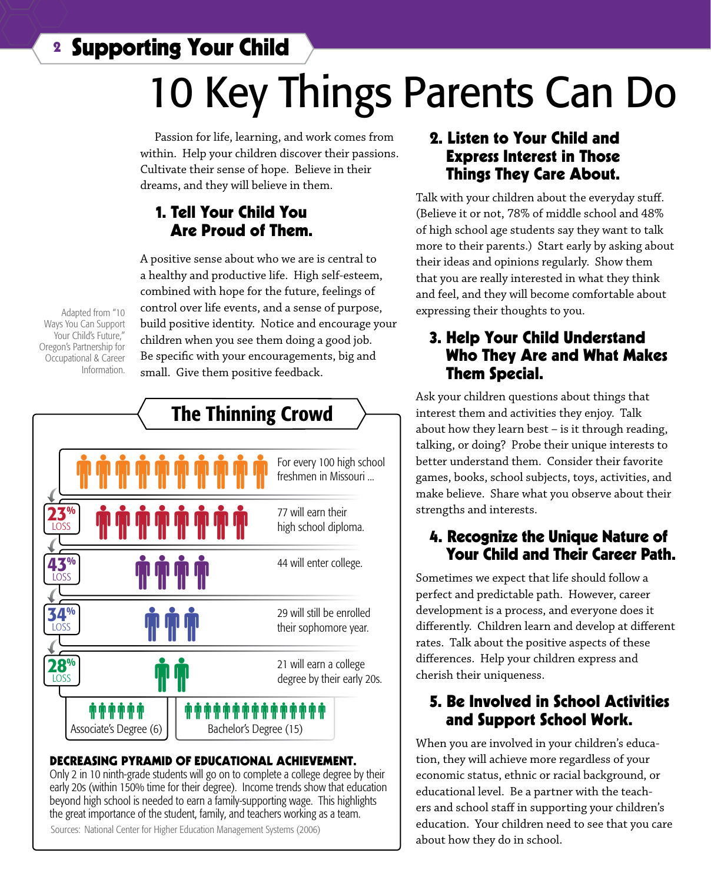## Supporting Your Child

# 10 Key Things Parents Can Do

Passion for life, learning, and work comes from within. Help your children discover their passions. Cultivate their sense of hope. Believe in their dreams, and they will believe in them.

Adapted from "10 Ways You Can Support Your Child's Future," Oregon's Partnership for Occupational & Career Information.

### 1. Tell Your Child You Are Proud of Them.

A positive sense about who we are is central to a healthy and productive life. High self-esteem, combined with hope for the future, feelings of control over life events, and a sense of purpose, build positive identity. Notice and encourage your children when you see them doing a good job. Be specific with your encouragements, big and small. Give them positive feedback.

### The Thinning Crowd

| Loss | |
|---|---|
| | For every 100 high school freshmen in Missouri ... |
| 23% LOSS | 77 will earn their high school diploma. |
| 43% LOSS | 44 will enter college. |
| 34% LOSS | 29 will still be enrolled their sophomore year. |
| 28% LOSS | 21 will earn a college degree by their early 20s. |

Associate's Degree (6) | Bachelor's Degree (15)

**DECREASING PYRAMID OF EDUCATIONAL ACHIEVEMENT.**
Only 2 in 10 ninth-grade students will go on to complete a college degree by their early 20s (within 150% time for their degree). Income trends show that education beyond high school is needed to earn a family-supporting wage. This highlights the great importance of the student, family, and teachers working as a team.

Sources: National Center for Higher Education Management Systems (2006)

### 2. Listen to Your Child and Express Interest in Those Things They Care About.

Talk with your children about the everyday stuff. (Believe it or not, 78% of middle school and 48% of high school age students say they want to talk more to their parents.) Start early by asking about their ideas and opinions regularly. Show them that you are really interested in what they think and feel, and they will become comfortable about expressing their thoughts to you.

### 3. Help Your Child Understand Who They Are and What Makes Them Special.

Ask your children questions about things that interest them and activities they enjoy. Talk about how they learn best – is it through reading, talking, or doing? Probe their unique interests to better understand them. Consider their favorite games, books, school subjects, toys, activities, and make believe. Share what you observe about their strengths and interests.

### 4. Recognize the Unique Nature of Your Child and Their Career Path.

Sometimes we expect that life should follow a perfect and predictable path. However, career development is a process, and everyone does it differently. Children learn and develop at different rates. Talk about the positive aspects of these differences. Help your children express and cherish their uniqueness.

### 5. Be Involved in School Activities and Support School Work.

When you are involved in your children's education, they will achieve more regardless of your economic status, ethnic or racial background, or educational level. Be a partner with the teachers and school staff in supporting your children's education. Your children need to see that you care about how they do in school.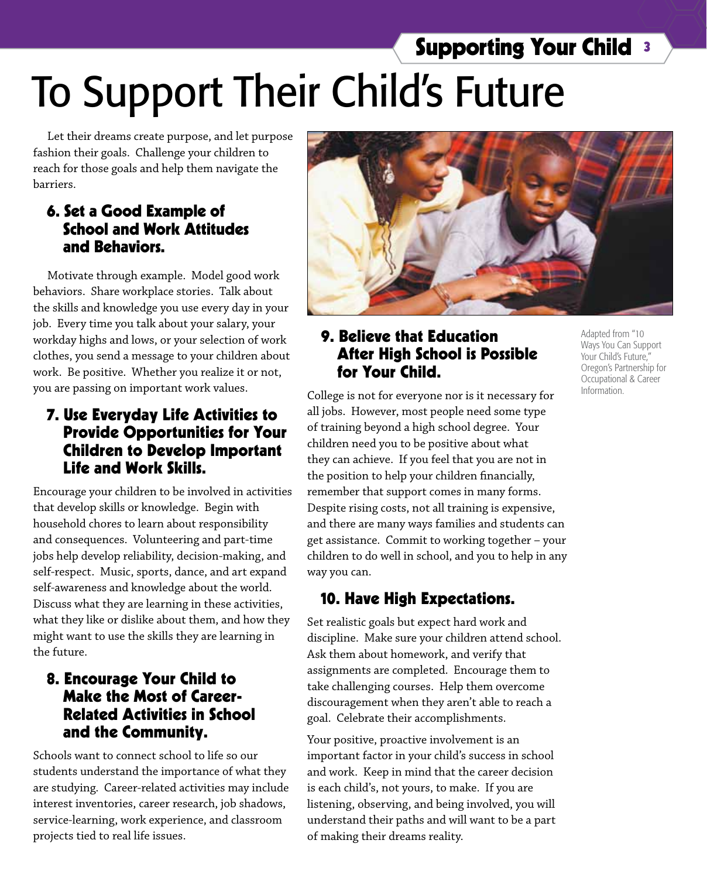# To Support Their Child's Future

Let their dreams create purpose, and let purpose fashion their goals. Challenge your children to reach for those goals and help them navigate the barriers.

### 6. Set a Good Example of School and Work Attitudes and Behaviors.

Motivate through example. Model good work behaviors. Share workplace stories. Talk about the skills and knowledge you use every day in your job. Every time you talk about your salary, your workday highs and lows, or your selection of work clothes, you send a message to your children about work. Be positive. Whether you realize it or not, you are passing on important work values.

### 7. Use Everyday Life Activities to Provide Opportunities for Your Children to Develop Important Life and Work Skills.

Encourage your children to be involved in activities that develop skills or knowledge. Begin with household chores to learn about responsibility and consequences. Volunteering and part-time jobs help develop reliability, decision-making, and self-respect. Music, sports, dance, and art expand self-awareness and knowledge about the world. Discuss what they are learning in these activities, what they like or dislike about them, and how they might want to use the skills they are learning in the future.

### 8. Encourage Your Child to Make the Most of Career-Related Activities in School and the Community.

Schools want to connect school to life so our students understand the importance of what they are studying. Career-related activities may include interest inventories, career research, job shadows, service-learning, work experience, and classroom projects tied to real life issues.

### 9. Believe that Education After High School is Possible for Your Child.

College is not for everyone nor is it necessary for all jobs. However, most people need some type of training beyond a high school degree. Your children need you to be positive about what they can achieve. If you feel that you are not in the position to help your children financially, remember that support comes in many forms. Despite rising costs, not all training is expensive, and there are many ways families and students can get assistance. Commit to working together – your children to do well in school, and you to help in any way you can.

### 10. Have High Expectations.

Set realistic goals but expect hard work and discipline. Make sure your children attend school. Ask them about homework, and verify that assignments are completed. Encourage them to take challenging courses. Help them overcome discouragement when they aren't able to reach a goal. Celebrate their accomplishments.

Your positive, proactive involvement is an important factor in your child's success in school and work. Keep in mind that the career decision is each child's, not yours, to make. If you are listening, observing, and being involved, you will understand their paths and will want to be a part of making their dreams reality.

Adapted from "10 Ways You Can Support Your Child's Future," Oregon's Partnership for Occupational & Career Information.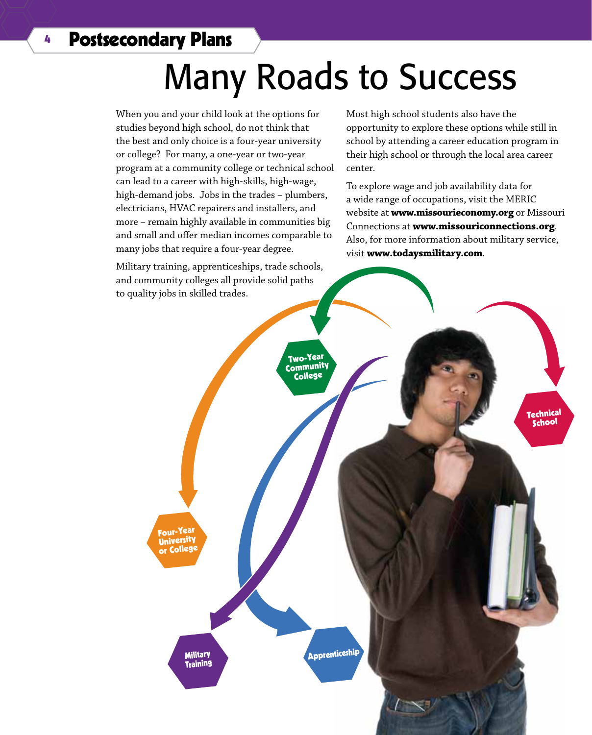# Many Roads to Success

When you and your child look at the options for studies beyond high school, do not think that the best and only choice is a four-year university or college? For many, a one-year or two-year program at a community college or technical school can lead to a career with high-skills, high-wage, high-demand jobs. Jobs in the trades – plumbers, electricians, HVAC repairers and installers, and more – remain highly available in communities big and small and offer median incomes comparable to many jobs that require a four-year degree.

Military training, apprenticeships, trade schools, and community colleges all provide solid paths to quality jobs in skilled trades.

Most high school students also have the opportunity to explore these options while still in school by attending a career education program in their high school or through the local area career center.

To explore wage and job availability data for a wide range of occupations, visit the MERIC website at **www.missourieconomy.org** or Missouri Connections at **www.missouriconnections.org**. Also, for more information about military service, visit **www.todaysmilitary.com**.

Two-Year Community College

Technical School

Four-Year University or College

Military Training

Apprenticeship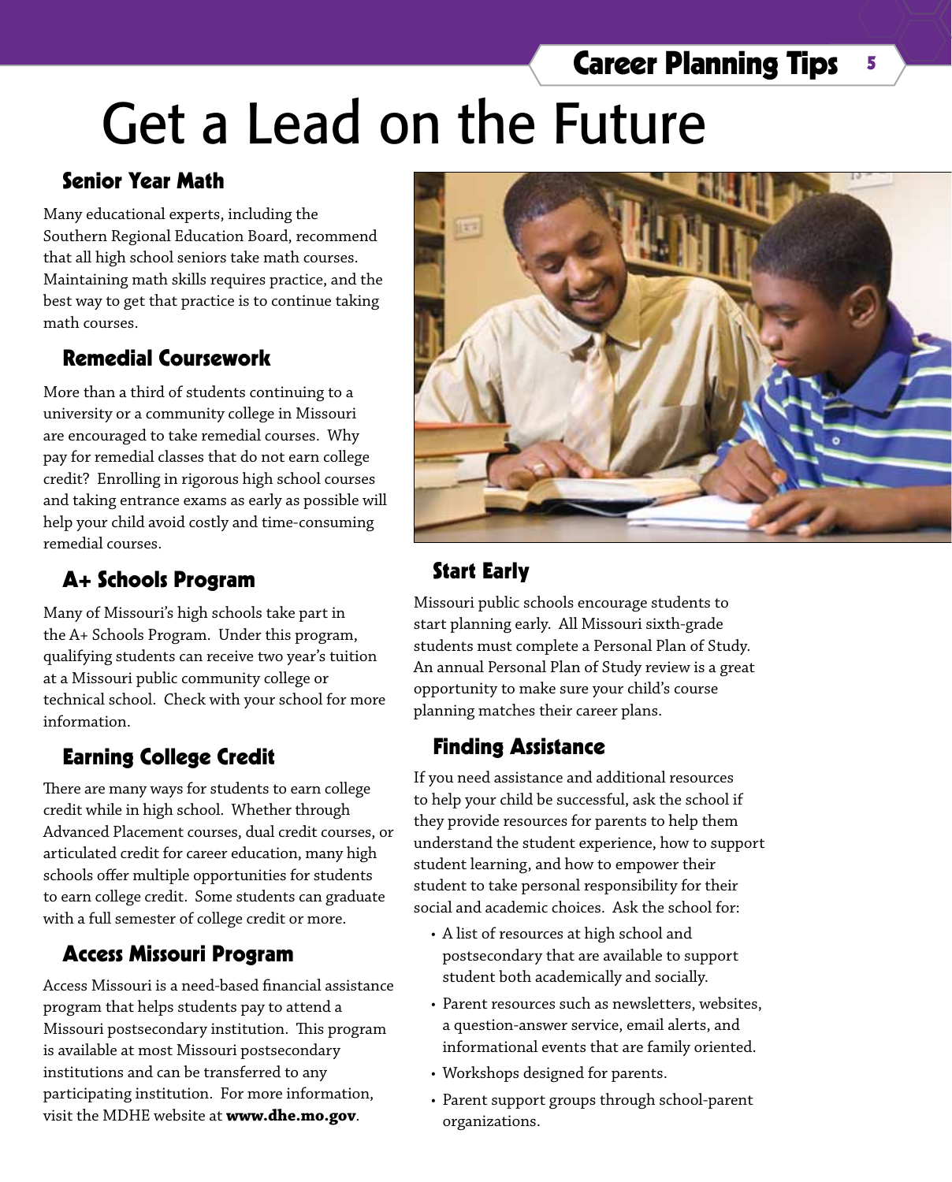# Get a Lead on the Future

### Senior Year Math

Many educational experts, including the Southern Regional Education Board, recommend that all high school seniors take math courses. Maintaining math skills requires practice, and the best way to get that practice is to continue taking math courses.

### Remedial Coursework

More than a third of students continuing to a university or a community college in Missouri are encouraged to take remedial courses. Why pay for remedial classes that do not earn college credit? Enrolling in rigorous high school courses and taking entrance exams as early as possible will help your child avoid costly and time-consuming remedial courses.

### A+ Schools Program

Many of Missouri's high schools take part in the A+ Schools Program. Under this program, qualifying students can receive two year's tuition at a Missouri public community college or technical school. Check with your school for more information.

### Earning College Credit

There are many ways for students to earn college credit while in high school. Whether through Advanced Placement courses, dual credit courses, or articulated credit for career education, many high schools offer multiple opportunities for students to earn college credit. Some students can graduate with a full semester of college credit or more.

### Access Missouri Program

Access Missouri is a need-based financial assistance program that helps students pay to attend a Missouri postsecondary institution. This program is available at most Missouri postsecondary institutions and can be transferred to any participating institution. For more information, visit the MDHE website at **www.dhe.mo.gov**.

### Start Early

Missouri public schools encourage students to start planning early. All Missouri sixth-grade students must complete a Personal Plan of Study. An annual Personal Plan of Study review is a great opportunity to make sure your child's course planning matches their career plans.

### Finding Assistance

If you need assistance and additional resources to help your child be successful, ask the school if they provide resources for parents to help them understand the student experience, how to support student learning, and how to empower their student to take personal responsibility for their social and academic choices. Ask the school for:

- A list of resources at high school and postsecondary that are available to support student both academically and socially.
- Parent resources such as newsletters, websites, a question-answer service, email alerts, and informational events that are family oriented.
- Workshops designed for parents.
- Parent support groups through school-parent organizations.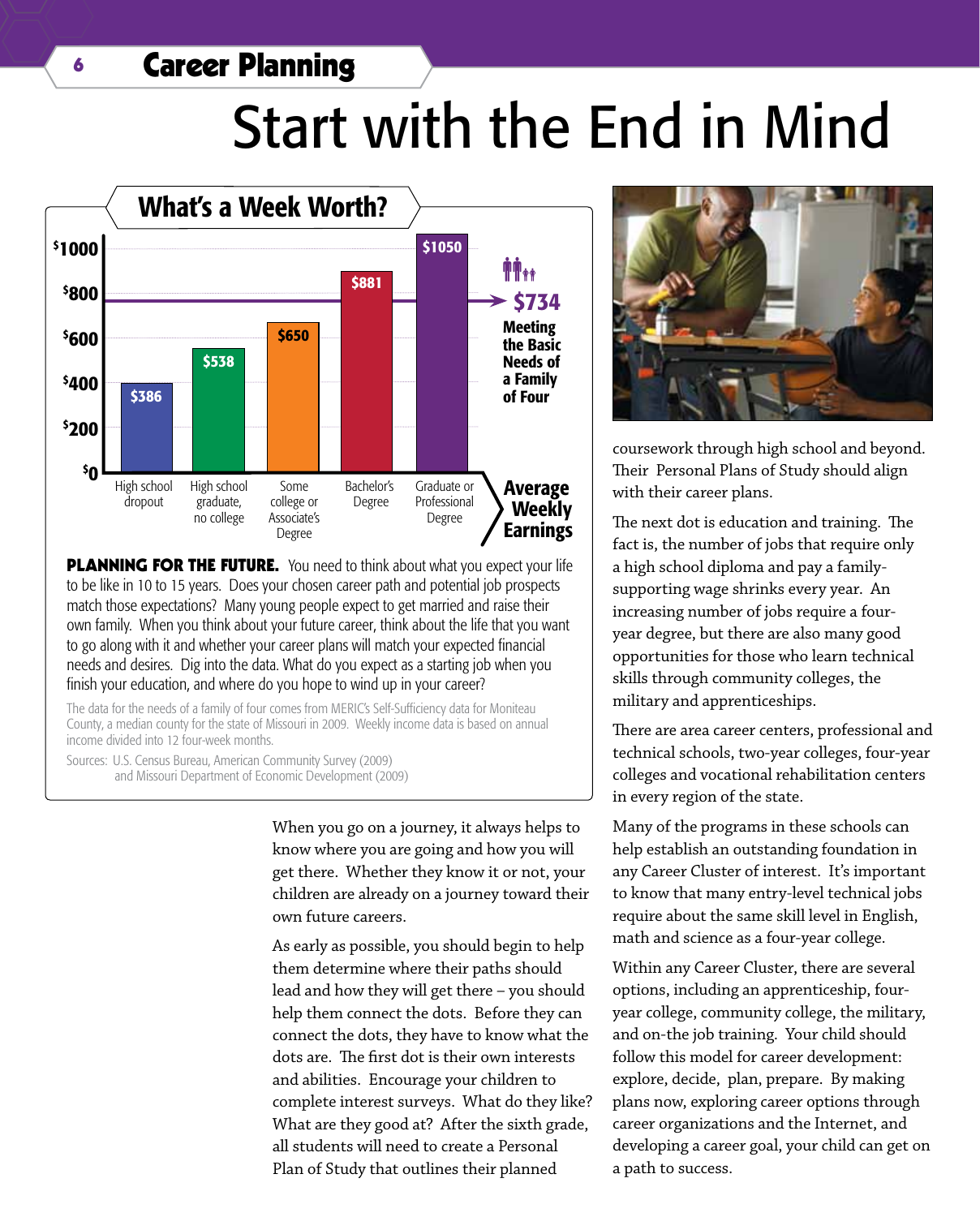# Start with the End in Mind

## What's a Week Worth?

| Education level | Average Weekly Earnings |
|---|---|
| High school dropout | $386 |
| High school graduate, no college | $538 |
| Some college or Associate's Degree | $650 |
| Bachelor's Degree | $881 |
| Graduate or Professional Degree | $1050 |

$734 Meeting the Basic Needs of a Family of Four

**PLANNING FOR THE FUTURE.** You need to think about what you expect your life to be like in 10 to 15 years. Does your chosen career path and potential job prospects match those expectations? Many young people expect to get married and raise their own family. When you think about your future career, think about the life that you want to go along with it and whether your career plans will match your expected financial needs and desires. Dig into the data. What do you expect as a starting job when you finish your education, and where do you hope to wind up in your career?

The data for the needs of a family of four comes from MERIC's Self-Sufficiency data for Moniteau County, a median county for the state of Missouri in 2009. Weekly income data is based on annual income divided into 12 four-week months.

Sources: U.S. Census Bureau, American Community Survey (2009) and Missouri Department of Economic Development (2009)

When you go on a journey, it always helps to know where you are going and how you will get there. Whether they know it or not, your children are already on a journey toward their own future careers.

As early as possible, you should begin to help them determine where their paths should lead and how they will get there – you should help them connect the dots. Before they can connect the dots, they have to know what the dots are. The first dot is their own interests and abilities. Encourage your children to complete interest surveys. What do they like? What are they good at? After the sixth grade, all students will need to create a Personal Plan of Study that outlines their planned coursework through high school and beyond. Their Personal Plans of Study should align with their career plans.

The next dot is education and training. The fact is, the number of jobs that require only a high school diploma and pay a family-supporting wage shrinks every year. An increasing number of jobs require a four-year degree, but there are also many good opportunities for those who learn technical skills through community colleges, the military and apprenticeships.

There are area career centers, professional and technical schools, two-year colleges, four-year colleges and vocational rehabilitation centers in every region of the state.

Many of the programs in these schools can help establish an outstanding foundation in any Career Cluster of interest. It's important to know that many entry-level technical jobs require about the same skill level in English, math and science as a four-year college.

Within any Career Cluster, there are several options, including an apprenticeship, four-year college, community college, the military, and on-the job training. Your child should follow this model for career development: explore, decide, plan, prepare. By making plans now, exploring career options through career organizations and the Internet, and developing a career goal, your child can get on a path to success.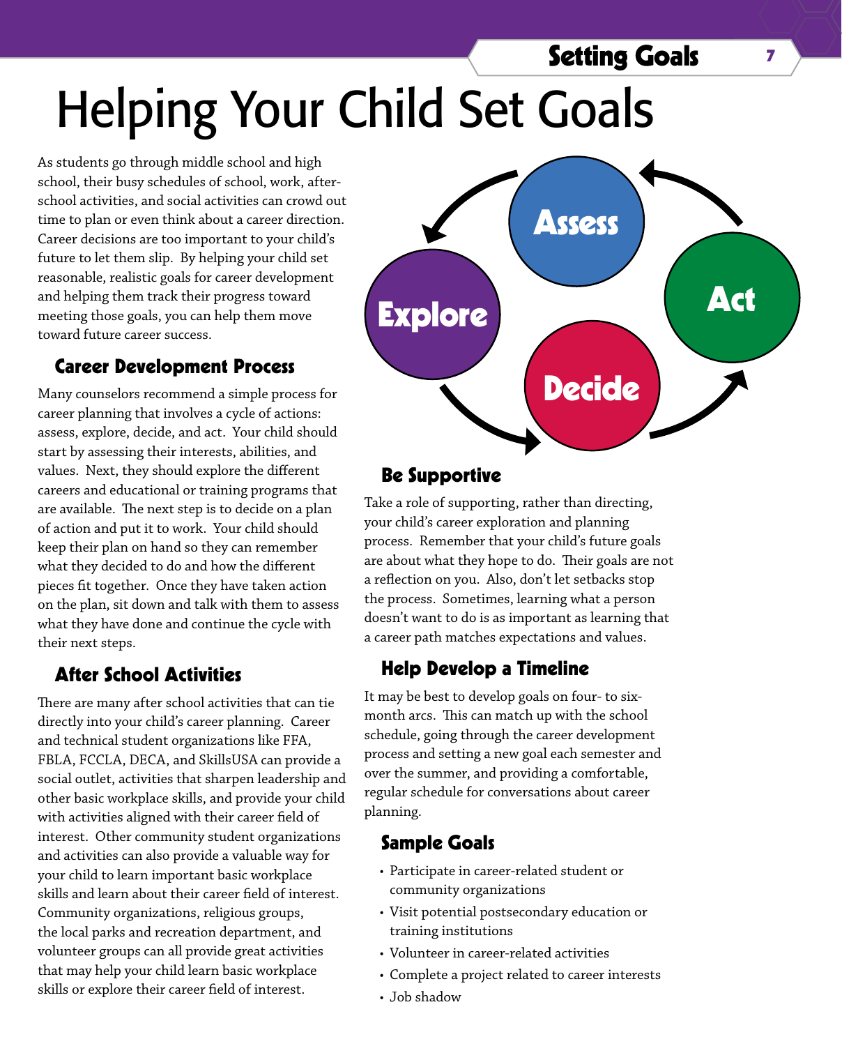# Helping Your Child Set Goals

As students go through middle school and high school, their busy schedules of school, work, after-school activities, and social activities can crowd out time to plan or even think about a career direction. Career decisions are too important to your child's future to let them slip. By helping your child set reasonable, realistic goals for career development and helping them track their progress toward meeting those goals, you can help them move toward future career success.

Assess → Explore → Decide → Act

## Career Development Process

Many counselors recommend a simple process for career planning that involves a cycle of actions: assess, explore, decide, and act. Your child should start by assessing their interests, abilities, and values. Next, they should explore the different careers and educational or training programs that are available. The next step is to decide on a plan of action and put it to work. Your child should keep their plan on hand so they can remember what they decided to do and how the different pieces fit together. Once they have taken action on the plan, sit down and talk with them to assess what they have done and continue the cycle with their next steps.

## After School Activities

There are many after school activities that can tie directly into your child's career planning. Career and technical student organizations like FFA, FBLA, FCCLA, DECA, and SkillsUSA can provide a social outlet, activities that sharpen leadership and other basic workplace skills, and provide your child with activities aligned with their career field of interest. Other community student organizations and activities can also provide a valuable way for your child to learn important basic workplace skills and learn about their career field of interest. Community organizations, religious groups, the local parks and recreation department, and volunteer groups can all provide great activities that may help your child learn basic workplace skills or explore their career field of interest.

## Be Supportive

Take a role of supporting, rather than directing, your child's career exploration and planning process. Remember that your child's future goals are about what they hope to do. Their goals are not a reflection on you. Also, don't let setbacks stop the process. Sometimes, learning what a person doesn't want to do is as important as learning that a career path matches expectations and values.

## Help Develop a Timeline

It may be best to develop goals on four- to six-month arcs. This can match up with the school schedule, going through the career development process and setting a new goal each semester and over the summer, and providing a comfortable, regular schedule for conversations about career planning.

## Sample Goals

- Participate in career-related student or community organizations
- Visit potential postsecondary education or training institutions
- Volunteer in career-related activities
- Complete a project related to career interests
- Job shadow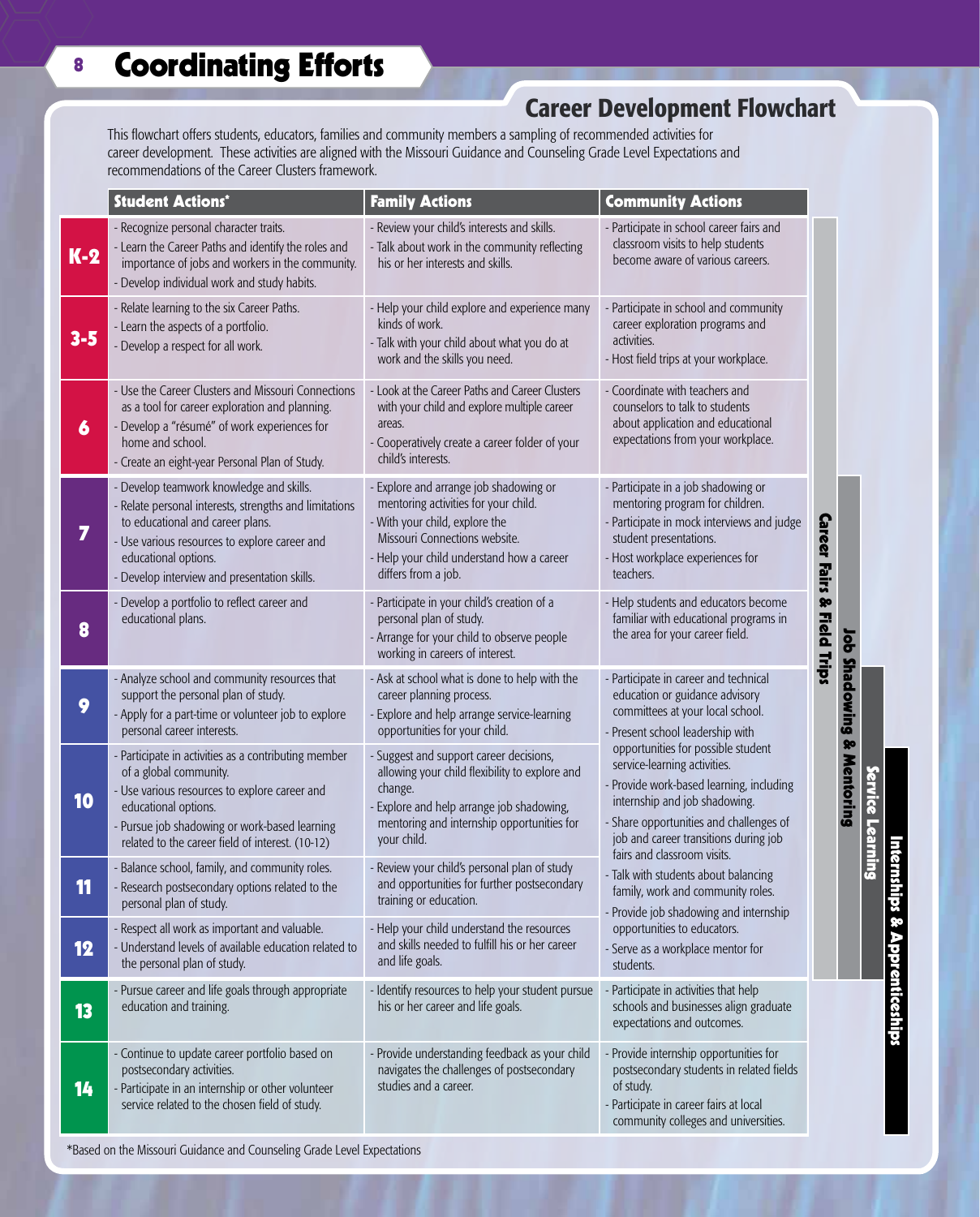# Coordinating Efforts

## Career Development Flowchart

This flowchart offers students, educators, families and community members a sampling of recommended activities for career development. These activities are aligned with the Missouri Guidance and Counseling Grade Level Expectations and recommendations of the Career Clusters framework.

| | Student Actions* | Family Actions | Community Actions |
|---|---|---|---|
| **K-2** | - Recognize personal character traits.<br>- Learn the Career Paths and identify the roles and importance of jobs and workers in the community.<br>- Develop individual work and study habits. | - Review your child's interests and skills.<br>- Talk about work in the community reflecting his or her interests and skills. | - Participate in school career fairs and classroom visits to help students become aware of various careers. |
| **3-5** | - Relate learning to the six Career Paths.<br>- Learn the aspects of a portfolio.<br>- Develop a respect for all work. | - Help your child explore and experience many kinds of work.<br>- Talk with your child about what you do at work and the skills you need. | - Participate in school and community career exploration programs and activities.<br>- Host field trips at your workplace. |
| **6** | - Use the Career Clusters and Missouri Connections as a tool for career exploration and planning.<br>- Develop a "résumé" of work experiences for home and school.<br>- Create an eight-year Personal Plan of Study. | - Look at the Career Paths and Career Clusters with your child and explore multiple career areas.<br>- Cooperatively create a career folder of your child's interests. | - Coordinate with teachers and counselors to talk to students about application and educational expectations from your workplace. |
| **7** | - Develop teamwork knowledge and skills.<br>- Relate personal interests, strengths and limitations to educational and career plans.<br>- Use various resources to explore career and educational options.<br>- Develop interview and presentation skills. | - Explore and arrange job shadowing or mentoring activities for your child.<br>- With your child, explore the Missouri Connections website.<br>- Help your child understand how a career differs from a job. | - Participate in a job shadowing or mentoring program for children.<br>- Participate in mock interviews and judge student presentations.<br>- Host workplace experiences for teachers. |
| **8** | - Develop a portfolio to reflect career and educational plans. | - Participate in your child's creation of a personal plan of study.<br>- Arrange for your child to observe people working in careers of interest. | - Help students and educators become familiar with educational programs in the area for your career field. |
| **9** | - Analyze school and community resources that support the personal plan of study.<br>- Apply for a part-time or volunteer job to explore personal career interests. | - Ask at school what is done to help with the career planning process.<br>- Explore and help arrange service-learning opportunities for your child. | - Participate in career and technical education or guidance advisory committees at your local school.<br>- Present school leadership with opportunities for possible student service-learning activities.<br>- Provide work-based learning, including internship and job shadowing.<br>- Share opportunities and challenges of job and career transitions during job fairs and classroom visits.<br>- Talk with students about balancing family, work and community roles.<br>- Provide job shadowing and internship opportunities to educators.<br>- Serve as a workplace mentor for students. |
| **10** | - Participate in activities as a contributing member of a global community.<br>- Use various resources to explore career and educational options.<br>- Pursue job shadowing or work-based learning related to the career field of interest. (10-12) | - Suggest and support career decisions, allowing your child flexibility to explore and change.<br>- Explore and help arrange job shadowing, mentoring and internship opportunities for your child. | |
| **11** | - Balance school, family, and community roles.<br>- Research postsecondary options related to the personal plan of study. | - Review your child's personal plan of study and opportunities for further postsecondary training or education. | |
| **12** | - Respect all work as important and valuable.<br>- Understand levels of available education related to the personal plan of study. | - Help your child understand the resources and skills needed to fulfill his or her career and life goals. | |
| **13** | - Pursue career and life goals through appropriate education and training. | - Identify resources to help your student pursue his or her career and life goals. | - Participate in activities that help schools and businesses align graduate expectations and outcomes. |
| **14** | - Continue to update career portfolio based on postsecondary activities.<br>- Participate in an internship or other volunteer service related to the chosen field of study. | - Provide understanding feedback as your child navigates the challenges of postsecondary studies and a career. | - Provide internship opportunities for postsecondary students in related fields of study.<br>- Participate in career fairs at local community colleges and universities. |

Career Fairs & Field Trips (K-2 through 12)

Job Shadowing & Mentoring (7 through 12)

Service Learning (9 through 12)

Internships & Apprenticeships (10 through 14)

*Based on the Missouri Guidance and Counseling Grade Level Expectations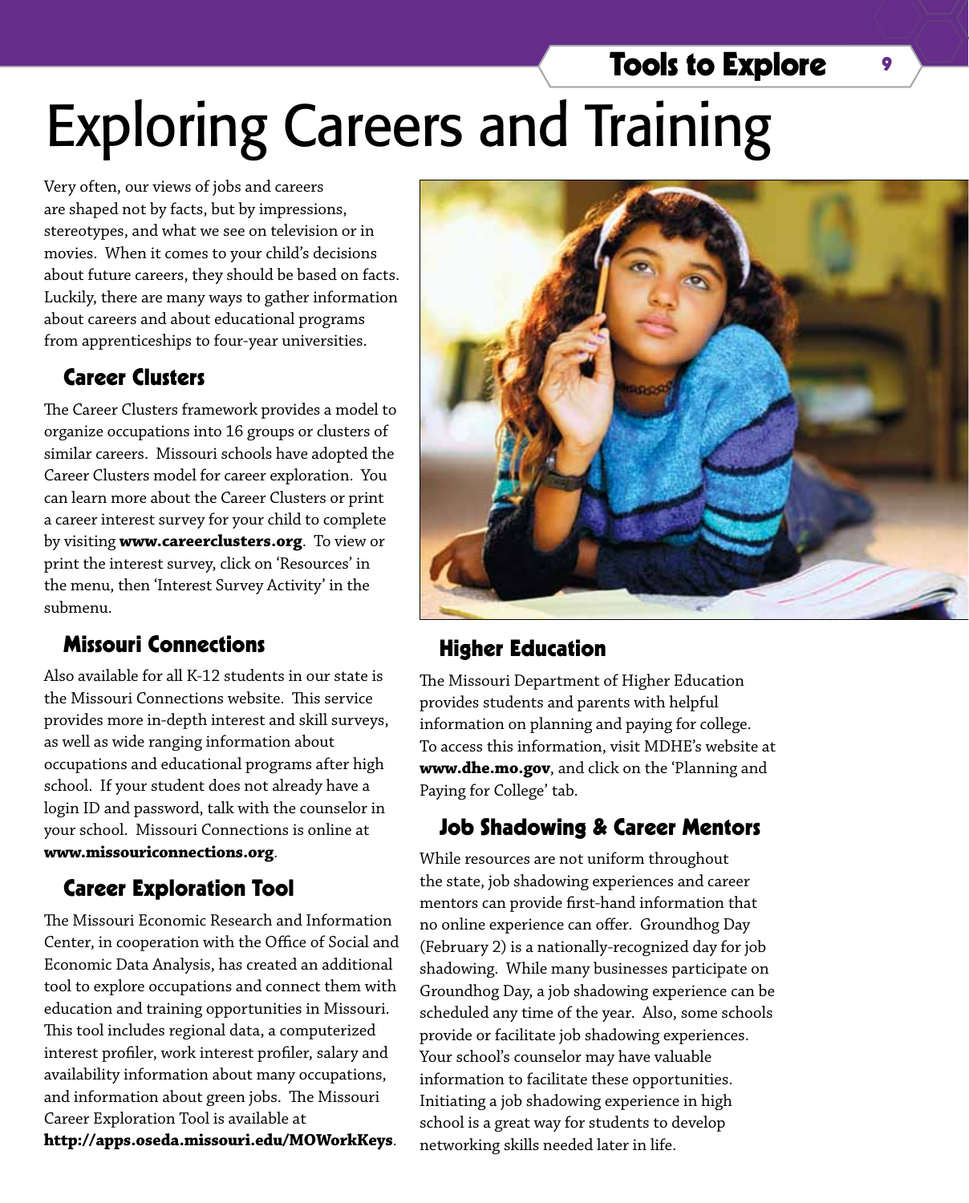# Exploring Careers and Training

Very often, our views of jobs and careers are shaped not by facts, but by impressions, stereotypes, and what we see on television or in movies. When it comes to your child's decisions about future careers, they should be based on facts. Luckily, there are many ways to gather information about careers and about educational programs from apprenticeships to four-year universities.

## Career Clusters

The Career Clusters framework provides a model to organize occupations into 16 groups or clusters of similar careers. Missouri schools have adopted the Career Clusters model for career exploration. You can learn more about the Career Clusters or print a career interest survey for your child to complete by visiting **www.careerclusters.org**. To view or print the interest survey, click on 'Resources' in the menu, then 'Interest Survey Activity' in the submenu.

## Missouri Connections

Also available for all K-12 students in our state is the Missouri Connections website. This service provides more in-depth interest and skill surveys, as well as wide ranging information about occupations and educational programs after high school. If your student does not already have a login ID and password, talk with the counselor in your school. Missouri Connections is online at **www.missouriconnections.org**.

## Career Exploration Tool

The Missouri Economic Research and Information Center, in cooperation with the Office of Social and Economic Data Analysis, has created an additional tool to explore occupations and connect them with education and training opportunities in Missouri. This tool includes regional data, a computerized interest profiler, work interest profiler, salary and availability information about many occupations, and information about green jobs. The Missouri Career Exploration Tool is available at **http://apps.oseda.missouri.edu/MOWorkKeys**.

## Higher Education

The Missouri Department of Higher Education provides students and parents with helpful information on planning and paying for college. To access this information, visit MDHE's website at **www.dhe.mo.gov**, and click on the 'Planning and Paying for College' tab.

## Job Shadowing & Career Mentors

While resources are not uniform throughout the state, job shadowing experiences and career mentors can provide first-hand information that no online experience can offer. Groundhog Day (February 2) is a nationally-recognized day for job shadowing. While many businesses participate on Groundhog Day, a job shadowing experience can be scheduled any time of the year. Also, some schools provide or facilitate job shadowing experiences. Your school's counselor may have valuable information to facilitate these opportunities. Initiating a job shadowing experience in high school is a great way for students to develop networking skills needed later in life.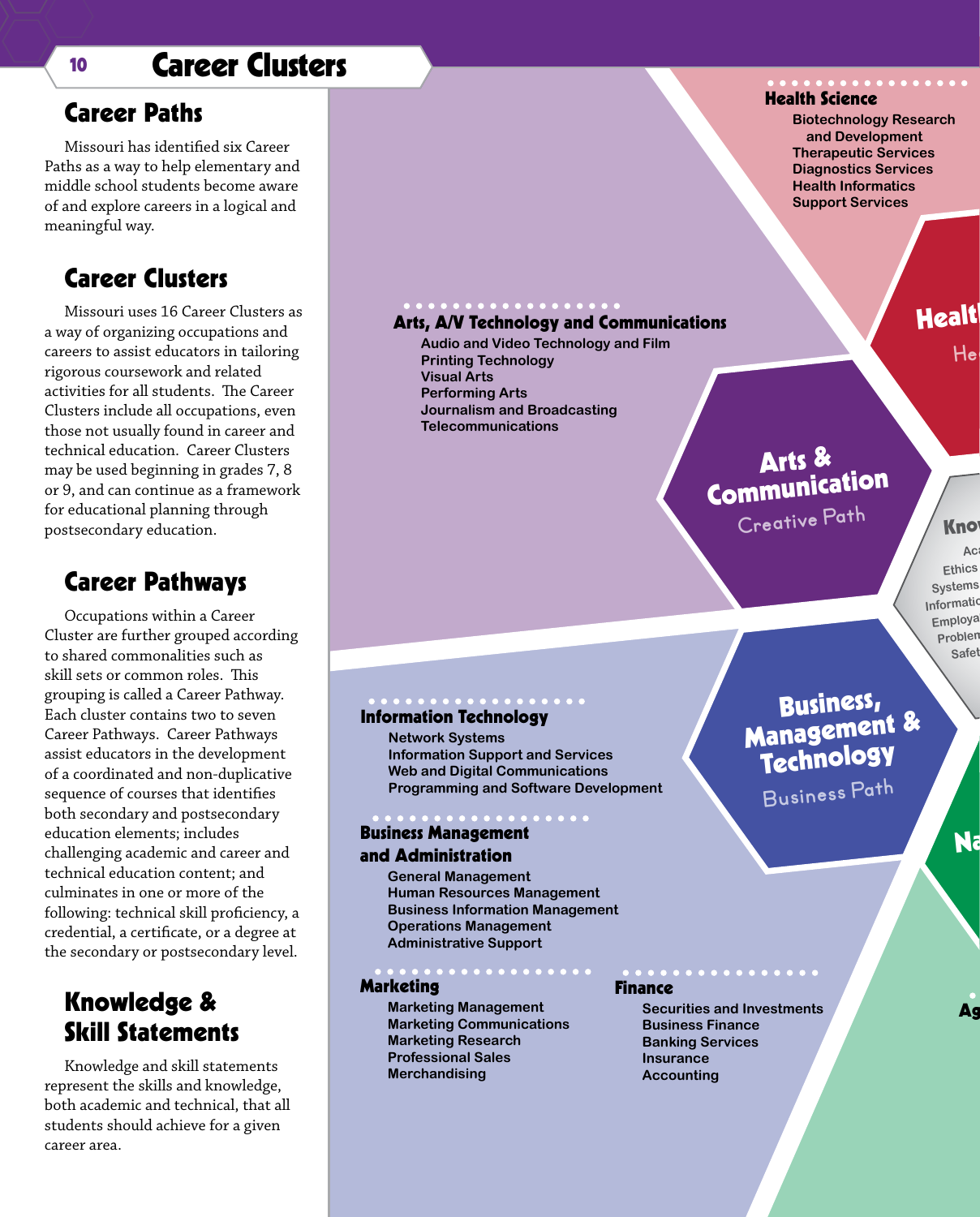# Career Clusters

## Career Paths

Missouri has identified six Career Paths as a way to help elementary and middle school students become aware of and explore careers in a logical and meaningful way.

## Career Clusters

Missouri uses 16 Career Clusters as a way of organizing occupations and careers to assist educators in tailoring rigorous coursework and related activities for all students. The Career Clusters include all occupations, even those not usually found in career and technical education. Career Clusters may be used beginning in grades 7, 8 or 9, and can continue as a framework for educational planning through postsecondary education.

## Career Pathways

Occupations within a Career Cluster are further grouped according to shared commonalities such as skill sets or common roles. This grouping is called a Career Pathway. Each cluster contains two to seven Career Pathways. Career Pathways assist educators in the development of a coordinated and non-duplicative sequence of courses that identifies both secondary and postsecondary education elements; includes challenging academic and career and technical education content; and culminates in one or more of the following: technical skill proficiency, a credential, a certificate, or a degree at the secondary or postsecondary level.

## Knowledge & Skill Statements

Knowledge and skill statements represent the skills and knowledge, both academic and technical, that all students should achieve for a given career area.

### Health Science

- Biotechnology Research and Development
- Therapeutic Services
- Diagnostics Services
- Health Informatics
- Support Services

### Arts, A/V Technology and Communications

- Audio and Video Technology and Film
- Printing Technology
- Visual Arts
- Performing Arts
- Journalism and Broadcasting
- Telecommunications

**Arts & Communication**
Creative Path

### Information Technology

- Network Systems
- Information Support and Services
- Web and Digital Communications
- Programming and Software Development

**Business, Management & Technology**
Business Path

### Business Management and Administration

- General Management
- Human Resources Management
- Business Information Management
- Operations Management
- Administrative Support

### Marketing

- Marketing Management
- Marketing Communications
- Marketing Research
- Professional Sales
- Merchandising

### Finance

- Securities and Investments
- Business Finance
- Banking Services
- Insurance
- Accounting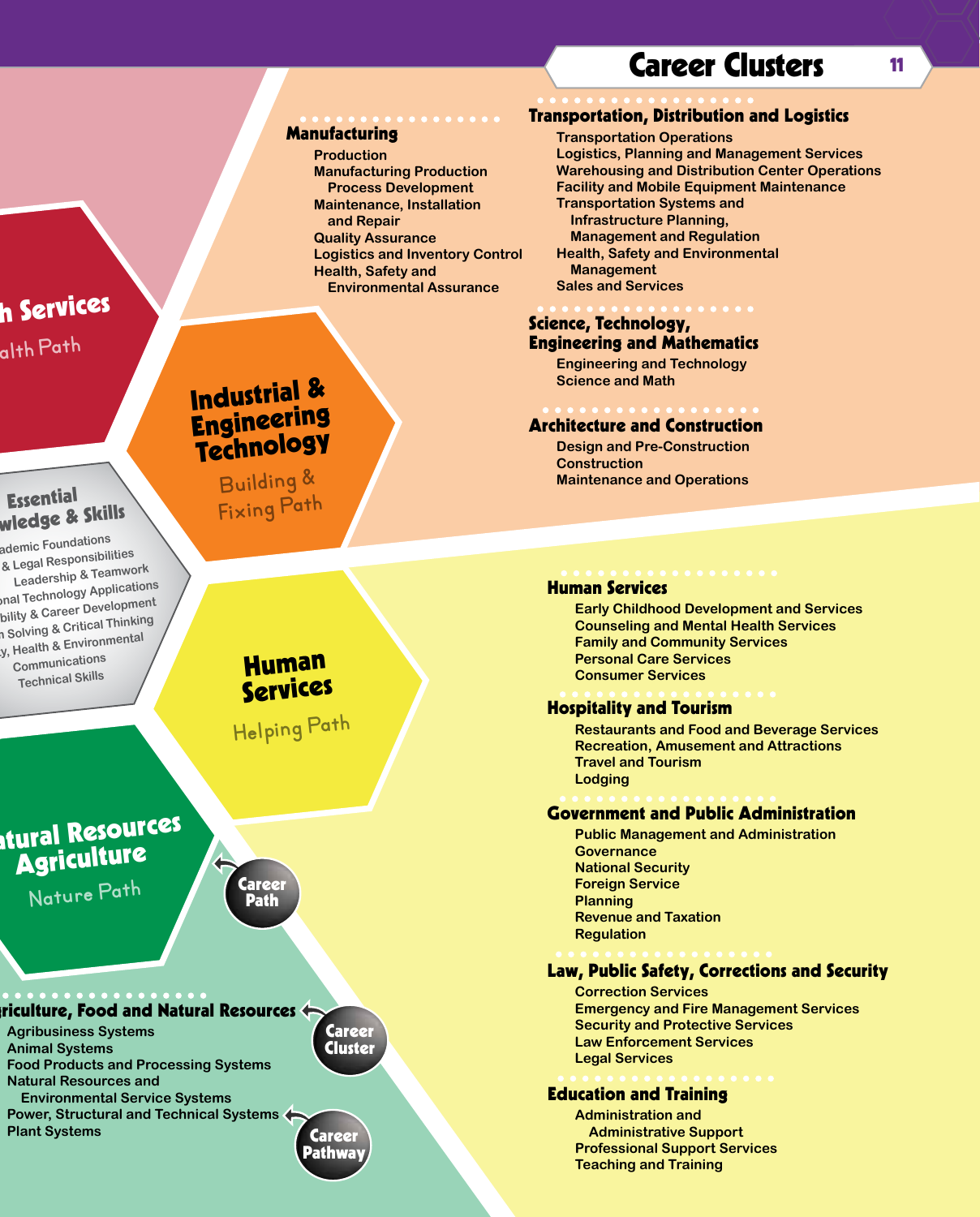# Career Clusters

### Manufacturing

- Production
- Manufacturing Production Process Development
- Maintenance, Installation and Repair
- Quality Assurance
- Logistics and Inventory Control
- Health, Safety and Environmental Assurance

### Transportation, Distribution and Logistics

- Transportation Operations
- Logistics, Planning and Management Services
- Warehousing and Distribution Center Operations
- Facility and Mobile Equipment Maintenance
- Transportation Systems and Infrastructure Planning, Management and Regulation
- Health, Safety and Environmental Management
- Sales and Services

### Science, Technology, Engineering and Mathematics

- Engineering and Technology
- Science and Math

### Architecture and Construction

- Design and Pre-Construction
- Construction
- Maintenance and Operations

## h Services

alth Path

## Industrial & Engineering Technology

Building & Fixing Path

## Essential wledge & Skills

- ademic Foundations
- & Legal Responsibilities
- Leadership & Teamwork
- onal Technology Applications
- bility & Career Development
- n Solving & Critical Thinking
- y, Health & Environmental
- Communications
- Technical Skills

## Human Services

Helping Path

### Human Services

- Early Childhood Development and Services
- Counseling and Mental Health Services
- Family and Community Services
- Personal Care Services
- Consumer Services

### Hospitality and Tourism

- Restaurants and Food and Beverage Services
- Recreation, Amusement and Attractions
- Travel and Tourism
- Lodging

### Government and Public Administration

- Public Management and Administration
- Governance
- National Security
- Foreign Service
- Planning
- Revenue and Taxation
- Regulation

### Law, Public Safety, Corrections and Security

- Correction Services
- Emergency and Fire Management Services
- Security and Protective Services
- Law Enforcement Services
- Legal Services

### Education and Training

- Administration and Administrative Support
- Professional Support Services
- Teaching and Training

## atural Resources Agriculture

Nature Path

Career Path

### griculture, Food and Natural Resources

Career Cluster

- Agribusiness Systems
- Animal Systems
- Food Products and Processing Systems
- Natural Resources and Environmental Service Systems
- Power, Structural and Technical Systems
- Plant Systems

Career Pathway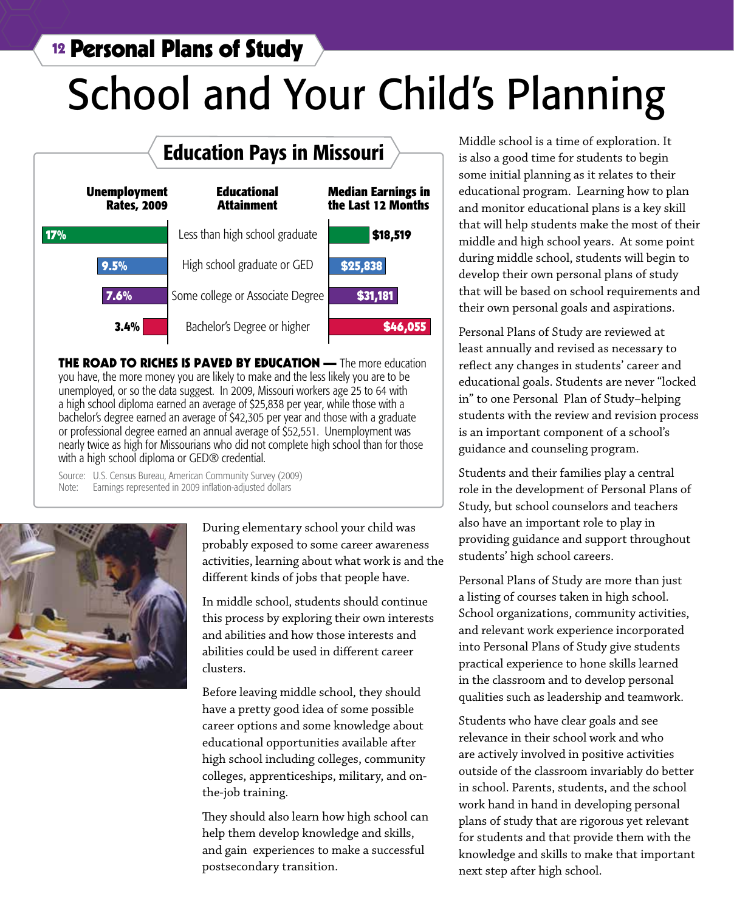# Personal Plans of Study

# School and Your Child's Planning

## Education Pays in Missouri

| Unemployment Rates, 2009 | Educational Attainment | Median Earnings in the Last 12 Months |
|---|---|---|
| 17% | Less than high school graduate | $18,519 |
| 9.5% | High school graduate or GED | $25,838 |
| 7.6% | Some college or Associate Degree | $31,181 |
| 3.4% | Bachelor's Degree or higher | $46,055 |

**THE ROAD TO RICHES IS PAVED BY EDUCATION —** The more education you have, the more money you are likely to make and the less likely you are to be unemployed, or so the data suggest. In 2009, Missouri workers age 25 to 64 with a high school diploma earned an average of $25,838 per year, while those with a bachelor's degree earned an average of $42,305 per year and those with a graduate or professional degree earned an annual average of $52,551. Unemployment was nearly twice as high for Missourians who did not complete high school than for those with a high school diploma or GED® credential.

Source: U.S. Census Bureau, American Community Survey (2009)
Note: Earnings represented in 2009 inflation-adjusted dollars

During elementary school your child was probably exposed to some career awareness activities, learning about what work is and the different kinds of jobs that people have.

In middle school, students should continue this process by exploring their own interests and abilities and how those interests and abilities could be used in different career clusters.

Before leaving middle school, they should have a pretty good idea of some possible career options and some knowledge about educational opportunities available after high school including colleges, community colleges, apprenticeships, military, and on-the-job training.

They should also learn how high school can help them develop knowledge and skills, and gain experiences to make a successful postsecondary transition.

Middle school is a time of exploration. It is also a good time for students to begin some initial planning as it relates to their educational program. Learning how to plan and monitor educational plans is a key skill that will help students make the most of their middle and high school years. At some point during middle school, students will begin to develop their own personal plans of study that will be based on school requirements and their own personal goals and aspirations.

Personal Plans of Study are reviewed at least annually and revised as necessary to reflect any changes in students' career and educational goals. Students are never "locked in" to one Personal Plan of Study–helping students with the review and revision process is an important component of a school's guidance and counseling program.

Students and their families play a central role in the development of Personal Plans of Study, but school counselors and teachers also have an important role to play in providing guidance and support throughout students' high school careers.

Personal Plans of Study are more than just a listing of courses taken in high school. School organizations, community activities, and relevant work experience incorporated into Personal Plans of Study give students practical experience to hone skills learned in the classroom and to develop personal qualities such as leadership and teamwork.

Students who have clear goals and see relevance in their school work and who are actively involved in positive activities outside of the classroom invariably do better in school. Parents, students, and the school work hand in hand in developing personal plans of study that are rigorous yet relevant for students and that provide them with the knowledge and skills to make that important next step after high school.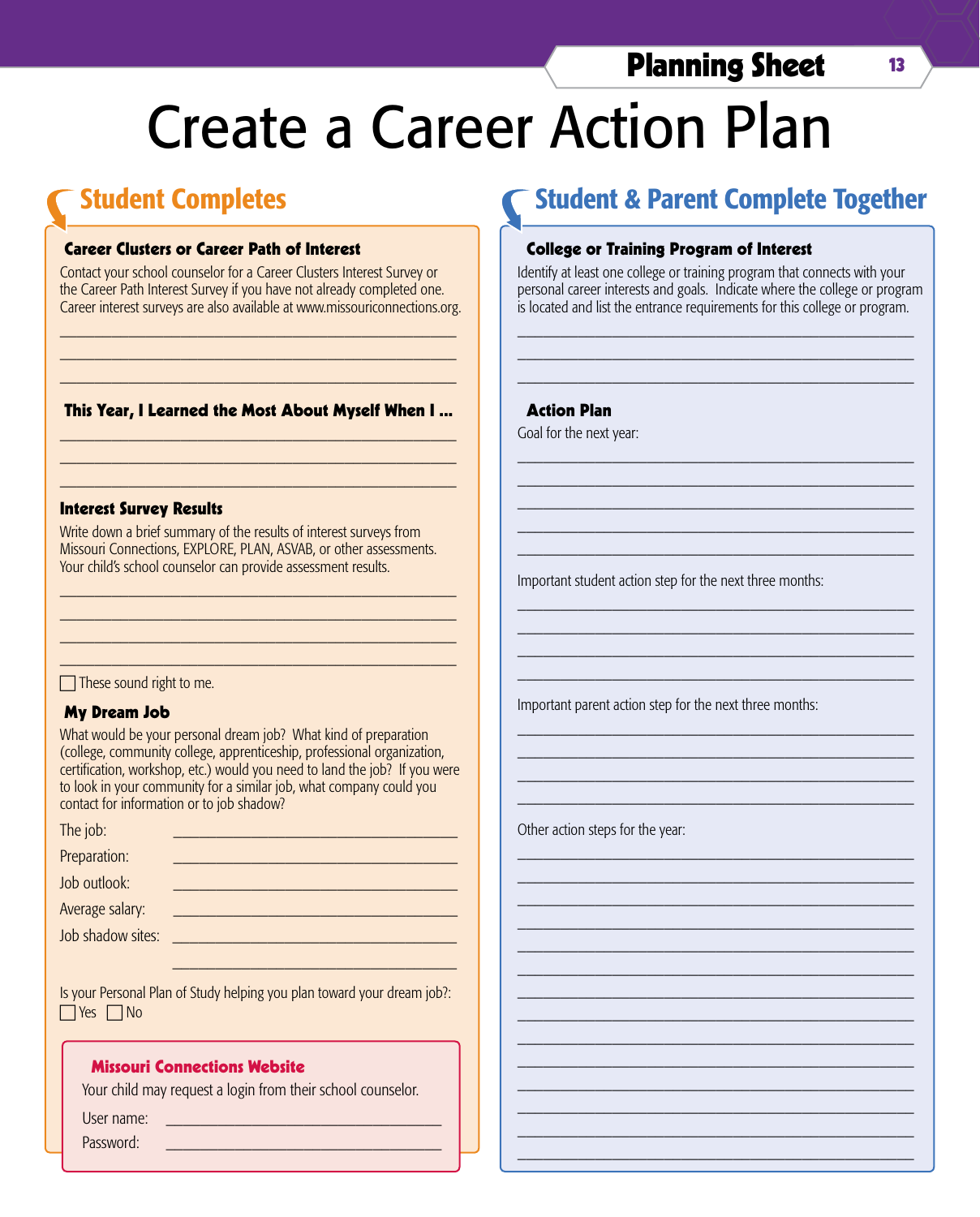# Create a Career Action Plan

## Student Completes

### Career Clusters or Career Path of Interest

Contact your school counselor for a Career Clusters Interest Survey or the Career Path Interest Survey if you have not already completed one. Career interest surveys are also available at www.missouriconnections.org.

___________________________________________

___________________________________________

___________________________________________

### This Year, I Learned the Most About Myself When I ...

___________________________________________

___________________________________________

___________________________________________

### Interest Survey Results

Write down a brief summary of the results of interest surveys from Missouri Connections, EXPLORE, PLAN, ASVAB, or other assessments. Your child's school counselor can provide assessment results.

___________________________________________

___________________________________________

___________________________________________

___________________________________________

☐ These sound right to me.

### My Dream Job

What would be your personal dream job? What kind of preparation (college, community college, apprenticeship, professional organization, certification, workshop, etc.) would you need to land the job? If you were to look in your community for a similar job, what company could you contact for information or to job shadow?

The job: ______________________________

Preparation: ______________________________

Job outlook: ______________________________

Average salary: ______________________________

Job shadow sites: ______________________________

______________________________

Is your Personal Plan of Study helping you plan toward your dream job?:
☐ Yes ☐ No

#### Missouri Connections Website

Your child may request a login from their school counselor.

User name: ______________________________

Password: ______________________________

## Student & Parent Complete Together

### College or Training Program of Interest

Identify at least one college or training program that connects with your personal career interests and goals. Indicate where the college or program is located and list the entrance requirements for this college or program.

___________________________________________

___________________________________________

___________________________________________

### Action Plan

Goal for the next year:

___________________________________________

___________________________________________

___________________________________________

___________________________________________

___________________________________________

Important student action step for the next three months:

___________________________________________

___________________________________________

___________________________________________

___________________________________________

Important parent action step for the next three months:

___________________________________________

___________________________________________

___________________________________________

___________________________________________

Other action steps for the year:

___________________________________________

___________________________________________

___________________________________________

___________________________________________

___________________________________________

___________________________________________

___________________________________________

___________________________________________

___________________________________________

___________________________________________

___________________________________________

___________________________________________

___________________________________________

___________________________________________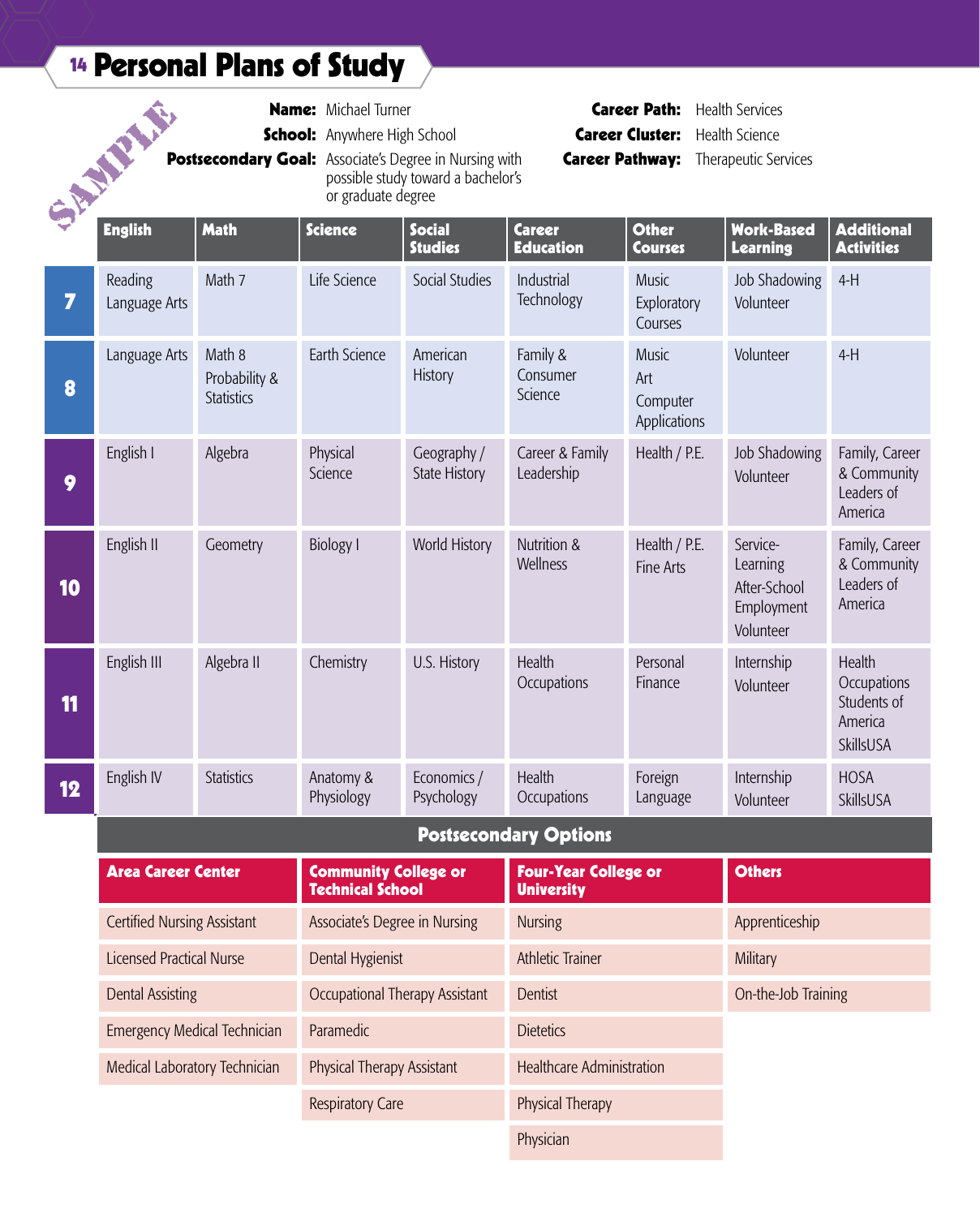# Personal Plans of Study

SAMPLE

**Name:** Michael Turner
**School:** Anywhere High School
**Postsecondary Goal:** Associate's Degree in Nursing with possible study toward a bachelor's or graduate degree

**Career Path:** Health Services
**Career Cluster:** Health Science
**Career Pathway:** Therapeutic Services

| | English | Math | Science | Social Studies | Career Education | Other Courses | Work-Based Learning | Additional Activities |
|---|---|---|---|---|---|---|---|---|
| 7 | Reading Language Arts | Math 7 | Life Science | Social Studies | Industrial Technology | Music Exploratory Courses | Job Shadowing Volunteer | 4-H |
| 8 | Language Arts | Math 8 Probability & Statistics | Earth Science | American History | Family & Consumer Science | Music Art Computer Applications | Volunteer | 4-H |
| 9 | English I | Algebra | Physical Science | Geography / State History | Career & Family Leadership | Health / P.E. | Job Shadowing Volunteer | Family, Career & Community Leaders of America |
| 10 | English II | Geometry | Biology I | World History | Nutrition & Wellness | Health / P.E. Fine Arts | Service-Learning After-School Employment Volunteer | Family, Career & Community Leaders of America |
| 11 | English III | Algebra II | Chemistry | U.S. History | Health Occupations | Personal Finance | Internship Volunteer | Health Occupations Students of America SkillsUSA |
| 12 | English IV | Statistics | Anatomy & Physiology | Economics / Psychology | Health Occupations | Foreign Language | Internship Volunteer | HOSA SkillsUSA |

## Postsecondary Options

| Area Career Center | Community College or Technical School | Four-Year College or University | Others |
|---|---|---|---|
| Certified Nursing Assistant | Associate's Degree in Nursing | Nursing | Apprenticeship |
| Licensed Practical Nurse | Dental Hygienist | Athletic Trainer | Military |
| Dental Assisting | Occupational Therapy Assistant | Dentist | On-the-Job Training |
| Emergency Medical Technician | Paramedic | Dietetics | |
| Medical Laboratory Technician | Physical Therapy Assistant | Healthcare Administration | |
| | Respiratory Care | Physical Therapy | |
| | | Physician | |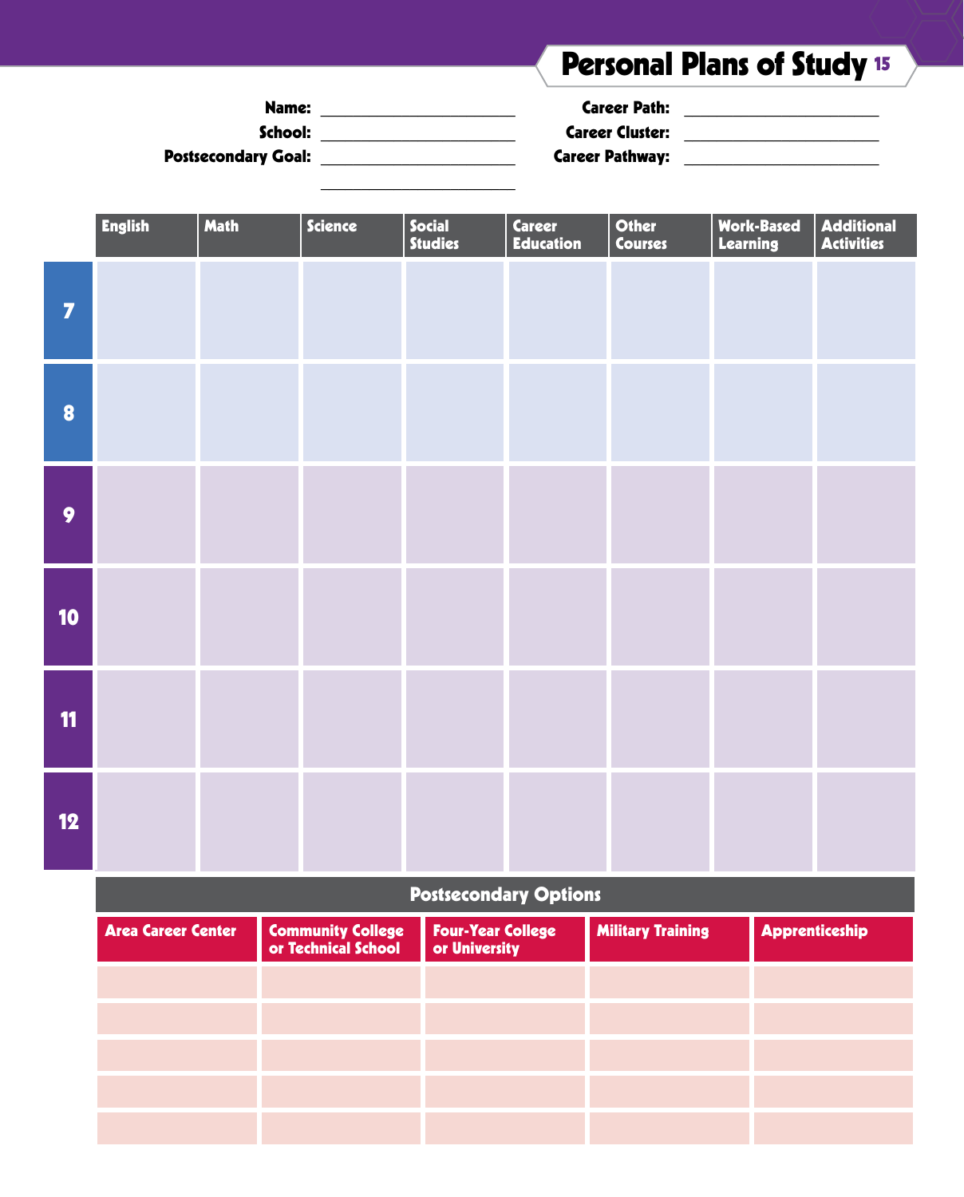# Personal Plans of Study

**Name:** ____________________
**School:** ____________________
**Postsecondary Goal:** ____________________
____________________

**Career Path:** ____________________
**Career Cluster:** ____________________
**Career Pathway:** ____________________

| | English | Math | Science | Social Studies | Career Education | Other Courses | Work-Based Learning | Additional Activities |
|---|---|---|---|---|---|---|---|---|
| 7 | | | | | | | | |
| 8 | | | | | | | | |
| 9 | | | | | | | | |
| 10 | | | | | | | | |
| 11 | | | | | | | | |
| 12 | | | | | | | | |

## Postsecondary Options

| Area Career Center | Community College or Technical School | Four-Year College or University | Military Training | Apprenticeship |
|---|---|---|---|---|
| | | | | |
| | | | | |
| | | | | |
| | | | | |
| | | | | |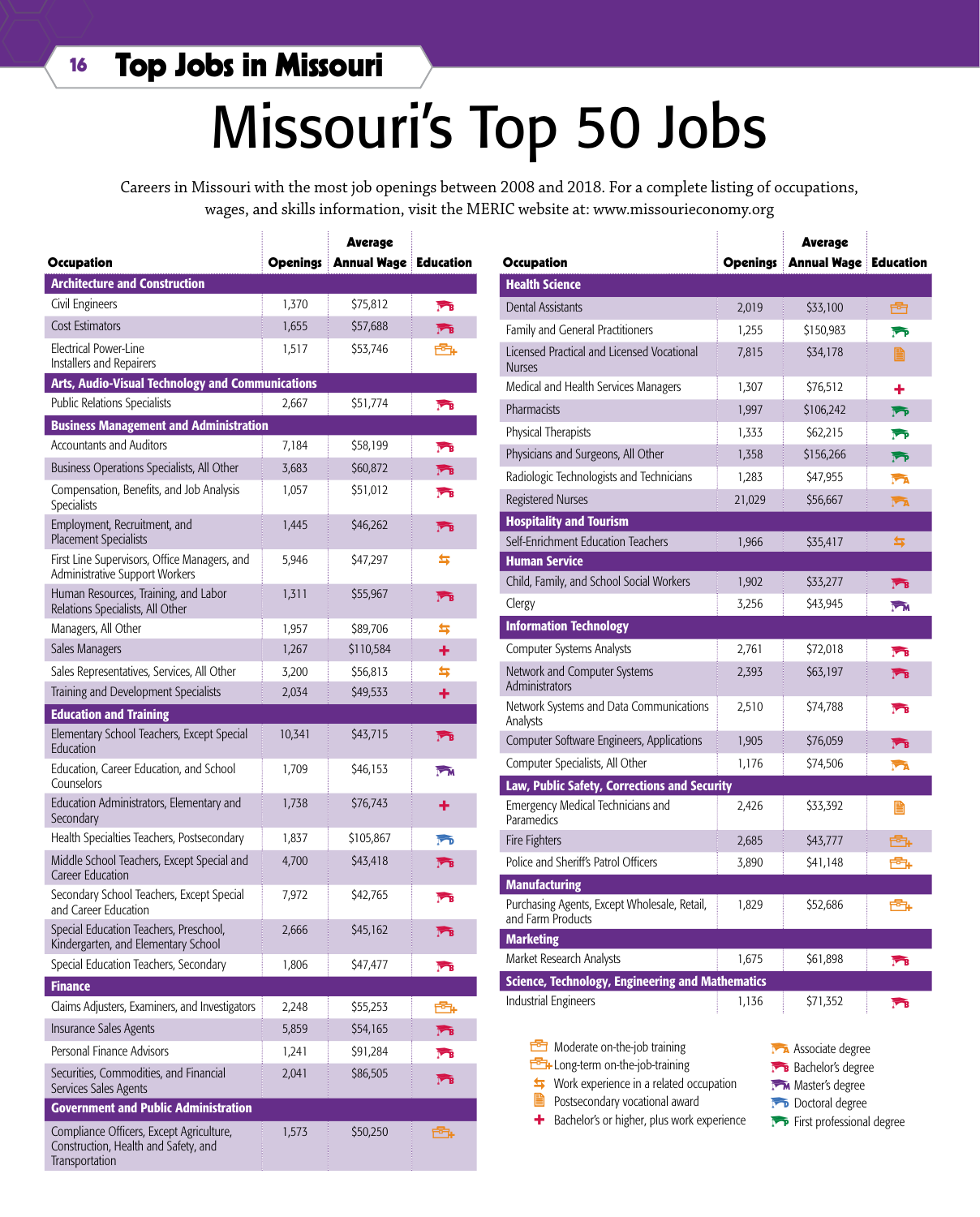# Missouri's Top 50 Jobs

Careers in Missouri with the most job openings between 2008 and 2018. For a complete listing of occupations, wages, and skills information, visit the MERIC website at: www.missourieconomy.org

| Occupation | Openings | Average Annual Wage | Education |
|---|---|---|---|
| **Architecture and Construction** | | | |
| Civil Engineers | 1,370 | $75,812 | Bachelor's degree |
| Cost Estimators | 1,655 | $57,688 | Bachelor's degree |
| Electrical Power-Line Installers and Repairers | 1,517 | $53,746 | Long-term on-the-job-training |
| **Arts, Audio-Visual Technology and Communications** | | | |
| Public Relations Specialists | 2,667 | $51,774 | Bachelor's degree |
| **Business Management and Administration** | | | |
| Accountants and Auditors | 7,184 | $58,199 | Bachelor's degree |
| Business Operations Specialists, All Other | 3,683 | $60,872 | Bachelor's degree |
| Compensation, Benefits, and Job Analysis Specialists | 1,057 | $51,012 | Bachelor's degree |
| Employment, Recruitment, and Placement Specialists | 1,445 | $46,262 | Bachelor's degree |
| First Line Supervisors, Office Managers, and Administrative Support Workers | 5,946 | $47,297 | Work experience in a related occupation |
| Human Resources, Training, and Labor Relations Specialists, All Other | 1,311 | $55,967 | Bachelor's degree |
| Managers, All Other | 1,957 | $89,706 | Work experience in a related occupation |
| Sales Managers | 1,267 | $110,584 | Bachelor's or higher, plus work experience |
| Sales Representatives, Services, All Other | 3,200 | $56,813 | Work experience in a related occupation |
| Training and Development Specialists | 2,034 | $49,533 | Bachelor's or higher, plus work experience |
| **Education and Training** | | | |
| Elementary School Teachers, Except Special Education | 10,341 | $43,715 | Bachelor's degree |
| Education, Career Education, and School Counselors | 1,709 | $46,153 | Master's degree |
| Education Administrators, Elementary and Secondary | 1,738 | $76,743 | Bachelor's or higher, plus work experience |
| Health Specialties Teachers, Postsecondary | 1,837 | $105,867 | Doctoral degree |
| Middle School Teachers, Except Special and Career Education | 4,700 | $43,418 | Bachelor's degree |
| Secondary School Teachers, Except Special and Career Education | 7,972 | $42,765 | Bachelor's degree |
| Special Education Teachers, Preschool, Kindergarten, and Elementary School | 2,666 | $45,162 | Bachelor's degree |
| Special Education Teachers, Secondary | 1,806 | $47,477 | Bachelor's degree |
| **Finance** | | | |
| Claims Adjusters, Examiners, and Investigators | 2,248 | $55,253 | Long-term on-the-job-training |
| Insurance Sales Agents | 5,859 | $54,165 | Bachelor's degree |
| Personal Finance Advisors | 1,241 | $91,284 | Bachelor's degree |
| Securities, Commodities, and Financial Services Sales Agents | 2,041 | $86,505 | Bachelor's degree |
| **Government and Public Administration** | | | |
| Compliance Officers, Except Agriculture, Construction, Health and Safety, and Transportation | 1,573 | $50,250 | Long-term on-the-job-training |
| **Health Science** | | | |
| Dental Assistants | 2,019 | $33,100 | Moderate on-the-job training |
| Family and General Practitioners | 1,255 | $150,983 | First professional degree |
| Licensed Practical and Licensed Vocational Nurses | 7,815 | $34,178 | Postsecondary vocational award |
| Medical and Health Services Managers | 1,307 | $76,512 | Bachelor's or higher, plus work experience |
| Pharmacists | 1,997 | $106,242 | First professional degree |
| Physical Therapists | 1,333 | $62,215 | First professional degree |
| Physicians and Surgeons, All Other | 1,358 | $156,266 | First professional degree |
| Radiologic Technologists and Technicians | 1,283 | $47,955 | Associate degree |
| Registered Nurses | 21,029 | $56,667 | Associate degree |
| **Hospitality and Tourism** | | | |
| Self-Enrichment Education Teachers | 1,966 | $35,417 | Work experience in a related occupation |
| **Human Service** | | | |
| Child, Family, and School Social Workers | 1,902 | $33,277 | Bachelor's degree |
| Clergy | 3,256 | $43,945 | Master's degree |
| **Information Technology** | | | |
| Computer Systems Analysts | 2,761 | $72,018 | Bachelor's degree |
| Network and Computer Systems Administrators | 2,393 | $63,197 | Bachelor's degree |
| Network Systems and Data Communications Analysts | 2,510 | $74,788 | Bachelor's degree |
| Computer Software Engineers, Applications | 1,905 | $76,059 | Bachelor's degree |
| Computer Specialists, All Other | 1,176 | $74,506 | Associate degree |
| **Law, Public Safety, Corrections and Security** | | | |
| Emergency Medical Technicians and Paramedics | 2,426 | $33,392 | Postsecondary vocational award |
| Fire Fighters | 2,685 | $43,777 | Long-term on-the-job-training |
| Police and Sheriff's Patrol Officers | 3,890 | $41,148 | Long-term on-the-job-training |
| **Manufacturing** | | | |
| Purchasing Agents, Except Wholesale, Retail, and Farm Products | 1,829 | $52,686 | Long-term on-the-job-training |
| **Marketing** | | | |
| Market Research Analysts | 1,675 | $61,898 | Bachelor's degree |
| **Science, Technology, Engineering and Mathematics** | | | |
| Industrial Engineers | 1,136 | $71,352 | Bachelor's degree |

**Education key:**

- Moderate on-the-job training
- Long-term on-the-job-training
- Work experience in a related occupation
- Postsecondary vocational award
- Bachelor's or higher, plus work experience
- Associate degree
- Bachelor's degree
- Master's degree
- Doctoral degree
- First professional degree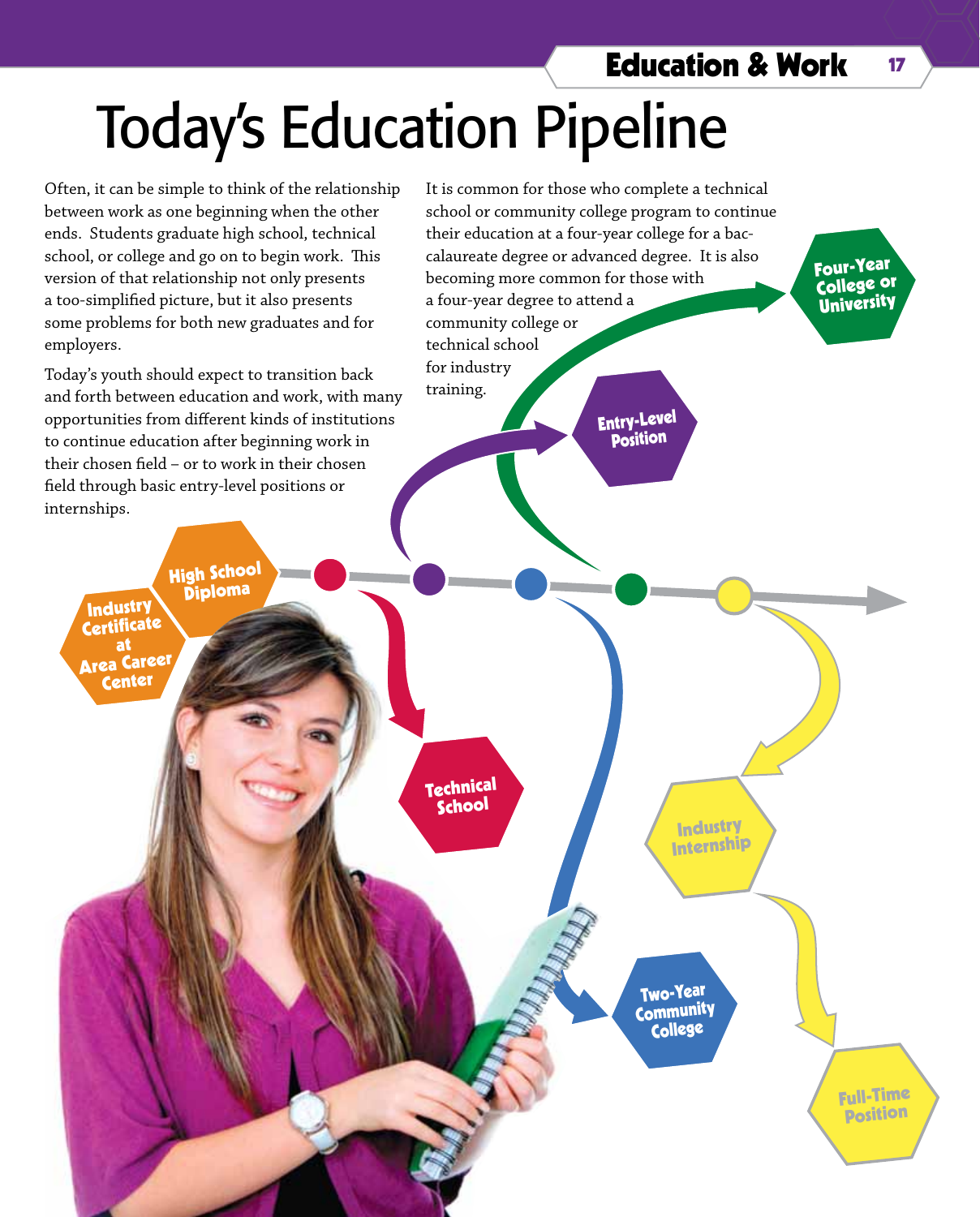# Today's Education Pipeline

Often, it can be simple to think of the relationship between work as one beginning when the other ends. Students graduate high school, technical school, or college and go on to begin work. This version of that relationship not only presents a too-simplified picture, but it also presents some problems for both new graduates and for employers.

Today's youth should expect to transition back and forth between education and work, with many opportunities from different kinds of institutions to continue education after beginning work in their chosen field – or to work in their chosen field through basic entry-level positions or internships.

It is common for those who complete a technical school or community college program to continue their education at a four-year college for a baccalaureate degree or advanced degree. It is also becoming more common for those with a four-year degree to attend a community college or technical school for industry training.

- Industry Certificate at Area Career Center
- High School Diploma
- Technical School
- Entry-Level Position
- Two-Year Community College
- Four-Year College or University
- Industry Internship
- Full-Time Position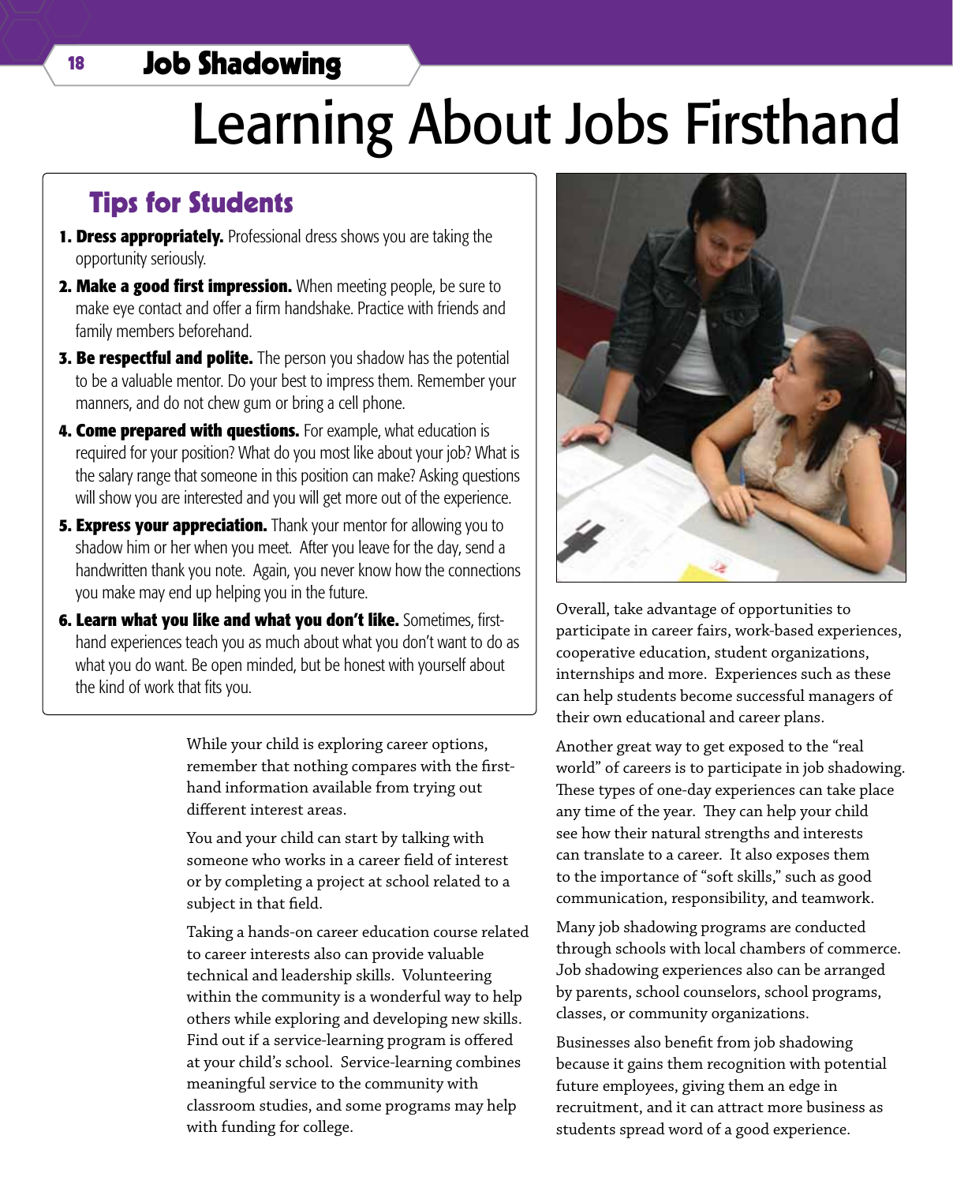# Learning About Jobs Firsthand

## Tips for Students

1. **Dress appropriately.** Professional dress shows you are taking the opportunity seriously.
2. **Make a good first impression.** When meeting people, be sure to make eye contact and offer a firm handshake. Practice with friends and family members beforehand.
3. **Be respectful and polite.** The person you shadow has the potential to be a valuable mentor. Do your best to impress them. Remember your manners, and do not chew gum or bring a cell phone.
4. **Come prepared with questions.** For example, what education is required for your position? What do you most like about your job? What is the salary range that someone in this position can make? Asking questions will show you are interested and you will get more out of the experience.
5. **Express your appreciation.** Thank your mentor for allowing you to shadow him or her when you meet. After you leave for the day, send a handwritten thank you note. Again, you never know how the connections you make may end up helping you in the future.
6. **Learn what you like and what you don't like.** Sometimes, first-hand experiences teach you as much about what you don't want to do as what you do want. Be open minded, but be honest with yourself about the kind of work that fits you.

While your child is exploring career options, remember that nothing compares with the first-hand information available from trying out different interest areas.

You and your child can start by talking with someone who works in a career field of interest or by completing a project at school related to a subject in that field.

Taking a hands-on career education course related to career interests also can provide valuable technical and leadership skills. Volunteering within the community is a wonderful way to help others while exploring and developing new skills. Find out if a service-learning program is offered at your child's school. Service-learning combines meaningful service to the community with classroom studies, and some programs may help with funding for college.

Overall, take advantage of opportunities to participate in career fairs, work-based experiences, cooperative education, student organizations, internships and more. Experiences such as these can help students become successful managers of their own educational and career plans.

Another great way to get exposed to the "real world" of careers is to participate in job shadowing. These types of one-day experiences can take place any time of the year. They can help your child see how their natural strengths and interests can translate to a career. It also exposes them to the importance of "soft skills," such as good communication, responsibility, and teamwork.

Many job shadowing programs are conducted through schools with local chambers of commerce. Job shadowing experiences also can be arranged by parents, school counselors, school programs, classes, or community organizations.

Businesses also benefit from job shadowing because it gains them recognition with potential future employees, giving them an edge in recruitment, and it can attract more business as students spread word of a good experience.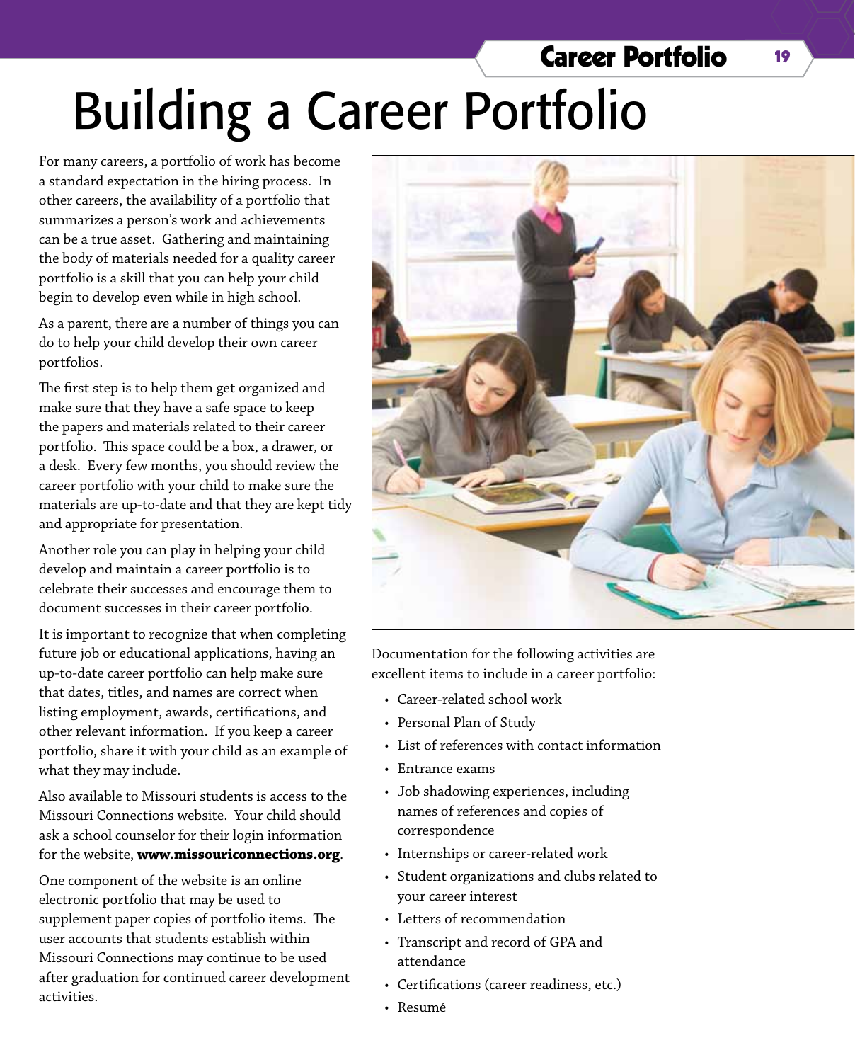# Building a Career Portfolio

For many careers, a portfolio of work has become a standard expectation in the hiring process. In other careers, the availability of a portfolio that summarizes a person's work and achievements can be a true asset. Gathering and maintaining the body of materials needed for a quality career portfolio is a skill that you can help your child begin to develop even while in high school.

As a parent, there are a number of things you can do to help your child develop their own career portfolios.

The first step is to help them get organized and make sure that they have a safe space to keep the papers and materials related to their career portfolio. This space could be a box, a drawer, or a desk. Every few months, you should review the career portfolio with your child to make sure the materials are up-to-date and that they are kept tidy and appropriate for presentation.

Another role you can play in helping your child develop and maintain a career portfolio is to celebrate their successes and encourage them to document successes in their career portfolio.

It is important to recognize that when completing future job or educational applications, having an up-to-date career portfolio can help make sure that dates, titles, and names are correct when listing employment, awards, certifications, and other relevant information. If you keep a career portfolio, share it with your child as an example of what they may include.

Also available to Missouri students is access to the Missouri Connections website. Your child should ask a school counselor for their login information for the website, **www.missouriconnections.org**.

One component of the website is an online electronic portfolio that may be used to supplement paper copies of portfolio items. The user accounts that students establish within Missouri Connections may continue to be used after graduation for continued career development activities.

Documentation for the following activities are excellent items to include in a career portfolio:

- Career-related school work
- Personal Plan of Study
- List of references with contact information
- Entrance exams
- Job shadowing experiences, including names of references and copies of correspondence
- Internships or career-related work
- Student organizations and clubs related to your career interest
- Letters of recommendation
- Transcript and record of GPA and attendance
- Certifications (career readiness, etc.)
- Resumé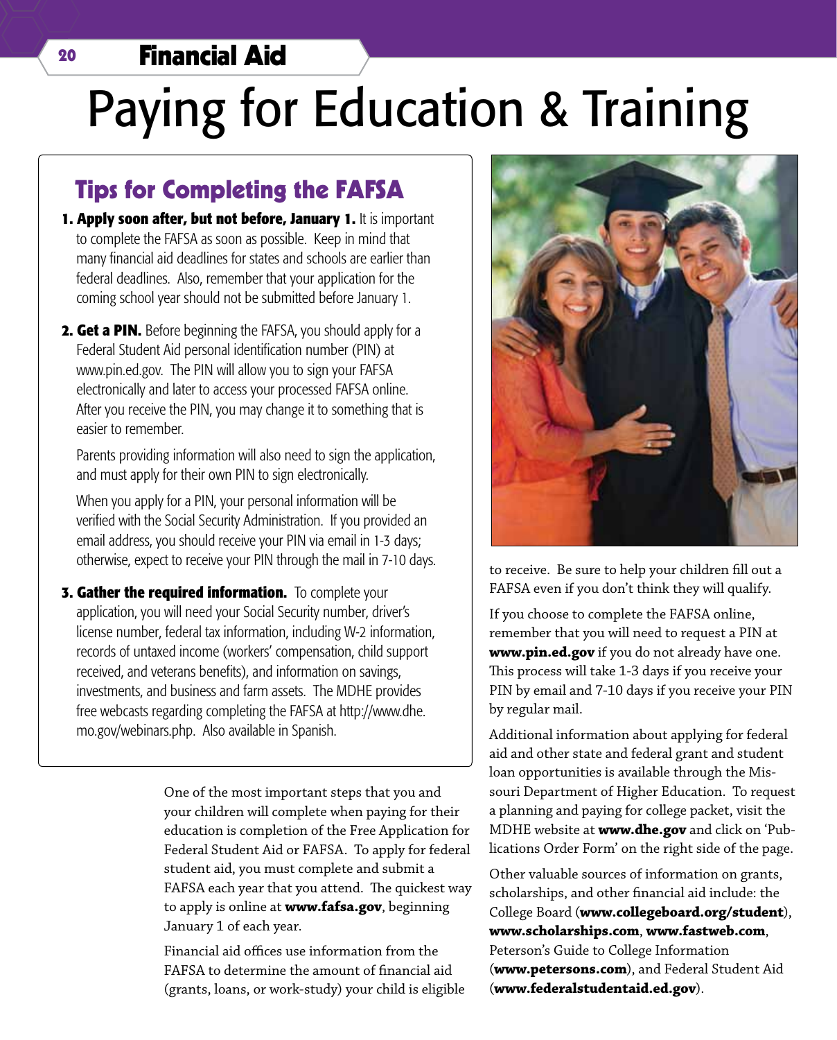# Paying for Education & Training

## Tips for Completing the FAFSA

1. **Apply soon after, but not before, January 1.** It is important to complete the FAFSA as soon as possible. Keep in mind that many financial aid deadlines for states and schools are earlier than federal deadlines. Also, remember that your application for the coming school year should not be submitted before January 1.

2. **Get a PIN.** Before beginning the FAFSA, you should apply for a Federal Student Aid personal identification number (PIN) at www.pin.ed.gov. The PIN will allow you to sign your FAFSA electronically and later to access your processed FAFSA online. After you receive the PIN, you may change it to something that is easier to remember.

   Parents providing information will also need to sign the application, and must apply for their own PIN to sign electronically.

   When you apply for a PIN, your personal information will be verified with the Social Security Administration. If you provided an email address, you should receive your PIN via email in 1-3 days; otherwise, expect to receive your PIN through the mail in 7-10 days.

3. **Gather the required information.** To complete your application, you will need your Social Security number, driver's license number, federal tax information, including W-2 information, records of untaxed income (workers' compensation, child support received, and veterans benefits), and information on savings, investments, and business and farm assets. The MDHE provides free webcasts regarding completing the FAFSA at http://www.dhe.mo.gov/webinars.php. Also available in Spanish.

One of the most important steps that you and your children will complete when paying for their education is completion of the Free Application for Federal Student Aid or FAFSA. To apply for federal student aid, you must complete and submit a FAFSA each year that you attend. The quickest way to apply is online at **www.fafsa.gov**, beginning January 1 of each year.

Financial aid offices use information from the FAFSA to determine the amount of financial aid (grants, loans, or work-study) your child is eligible to receive. Be sure to help your children fill out a FAFSA even if you don't think they will qualify.

If you choose to complete the FAFSA online, remember that you will need to request a PIN at **www.pin.ed.gov** if you do not already have one. This process will take 1-3 days if you receive your PIN by email and 7-10 days if you receive your PIN by regular mail.

Additional information about applying for federal aid and other state and federal grant and student loan opportunities is available through the Missouri Department of Higher Education. To request a planning and paying for college packet, visit the MDHE website at **www.dhe.gov** and click on 'Publications Order Form' on the right side of the page.

Other valuable sources of information on grants, scholarships, and other financial aid include: the College Board (**www.collegeboard.org/student**), **www.scholarships.com**, **www.fastweb.com**, Peterson's Guide to College Information (**www.petersons.com**), and Federal Student Aid (**www.federalstudentaid.ed.gov**).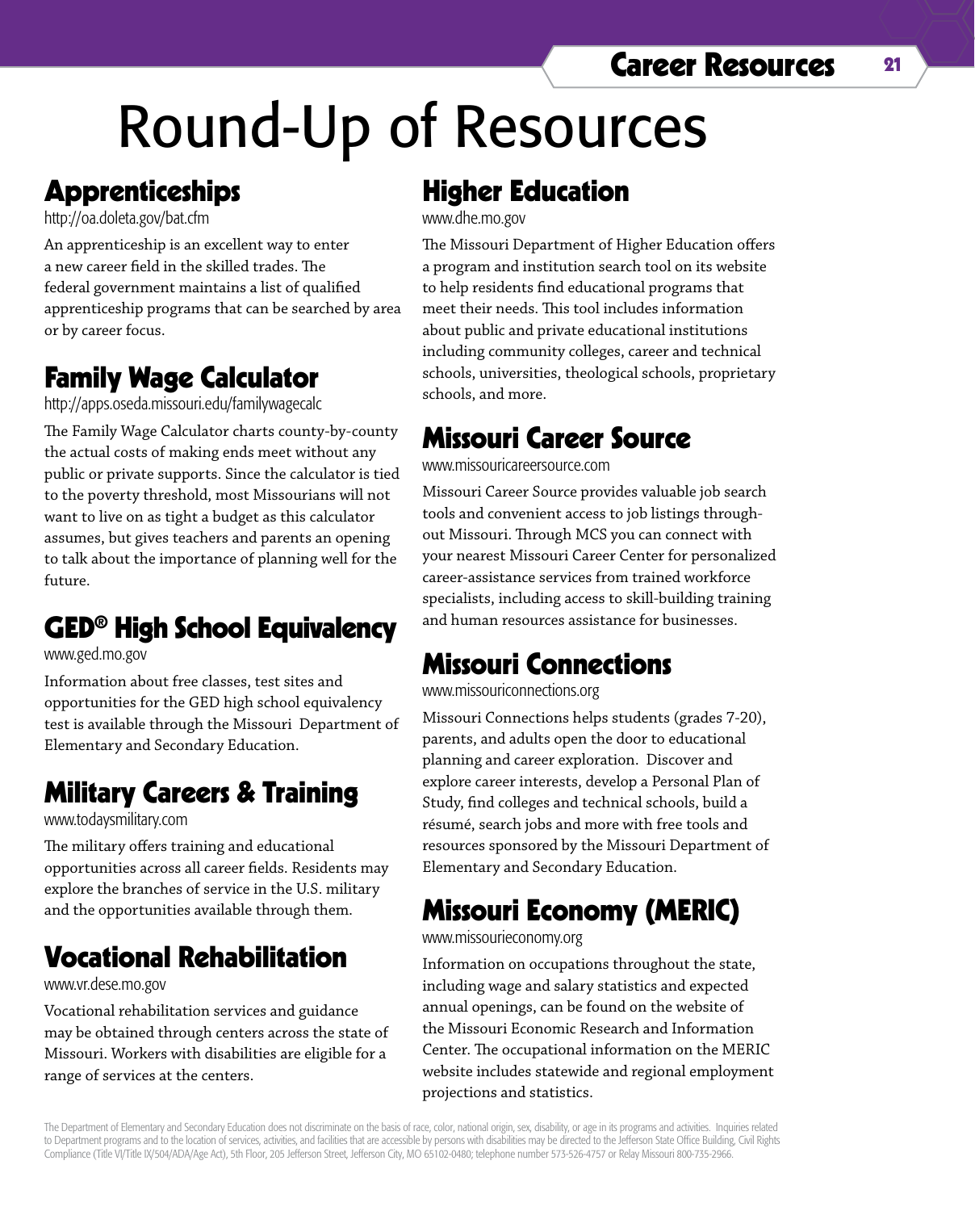# Round-Up of Resources

## Apprenticeships

http://oa.doleta.gov/bat.cfm

An apprenticeship is an excellent way to enter a new career field in the skilled trades. The federal government maintains a list of qualified apprenticeship programs that can be searched by area or by career focus.

## Family Wage Calculator

http://apps.oseda.missouri.edu/familywagecalc

The Family Wage Calculator charts county-by-county the actual costs of making ends meet without any public or private supports. Since the calculator is tied to the poverty threshold, most Missourians will not want to live on as tight a budget as this calculator assumes, but gives teachers and parents an opening to talk about the importance of planning well for the future.

## GED® High School Equivalency

www.ged.mo.gov

Information about free classes, test sites and opportunities for the GED high school equivalency test is available through the Missouri Department of Elementary and Secondary Education.

## Military Careers & Training

www.todaysmilitary.com

The military offers training and educational opportunities across all career fields. Residents may explore the branches of service in the U.S. military and the opportunities available through them.

## Vocational Rehabilitation

www.vr.dese.mo.gov

Vocational rehabilitation services and guidance may be obtained through centers across the state of Missouri. Workers with disabilities are eligible for a range of services at the centers.

## Higher Education

www.dhe.mo.gov

The Missouri Department of Higher Education offers a program and institution search tool on its website to help residents find educational programs that meet their needs. This tool includes information about public and private educational institutions including community colleges, career and technical schools, universities, theological schools, proprietary schools, and more.

## Missouri Career Source

www.missouricareersource.com

Missouri Career Source provides valuable job search tools and convenient access to job listings throughout Missouri. Through MCS you can connect with your nearest Missouri Career Center for personalized career-assistance services from trained workforce specialists, including access to skill-building training and human resources assistance for businesses.

## Missouri Connections

www.missouriconnections.org

Missouri Connections helps students (grades 7-20), parents, and adults open the door to educational planning and career exploration. Discover and explore career interests, develop a Personal Plan of Study, find colleges and technical schools, build a résumé, search jobs and more with free tools and resources sponsored by the Missouri Department of Elementary and Secondary Education.

## Missouri Economy (MERIC)

www.missourieconomy.org

Information on occupations throughout the state, including wage and salary statistics and expected annual openings, can be found on the website of the Missouri Economic Research and Information Center. The occupational information on the MERIC website includes statewide and regional employment projections and statistics.

The Department of Elementary and Secondary Education does not discriminate on the basis of race, color, national origin, sex, disability, or age in its programs and activities. Inquiries related to Department programs and to the location of services, activities, and facilities that are accessible by persons with disabilities may be directed to the Jefferson State Office Building, Civil Rights Compliance (Title VI/Title IX/504/ADA/Age Act), 5th Floor, 205 Jefferson Street, Jefferson City, MO 65102-0480; telephone number 573-526-4757 or Relay Missouri 800-735-2966.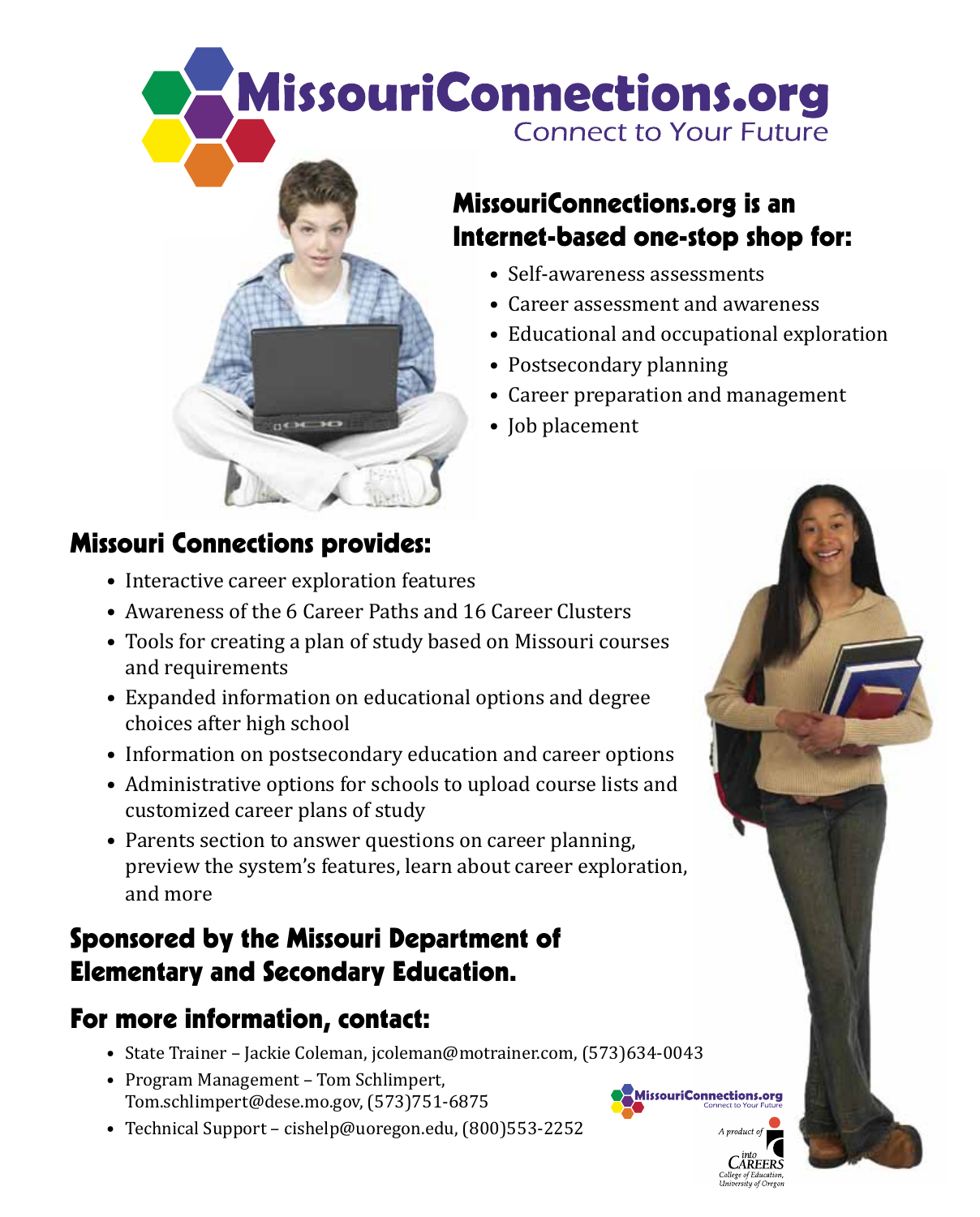# MissouriConnections.org

Connect to Your Future

## MissouriConnections.org is an Internet-based one-stop shop for:

- Self-awareness assessments
- Career assessment and awareness
- Educational and occupational exploration
- Postsecondary planning
- Career preparation and management
- Job placement

## Missouri Connections provides:

- Interactive career exploration features
- Awareness of the 6 Career Paths and 16 Career Clusters
- Tools for creating a plan of study based on Missouri courses and requirements
- Expanded information on educational options and degree choices after high school
- Information on postsecondary education and career options
- Administrative options for schools to upload course lists and customized career plans of study
- Parents section to answer questions on career planning, preview the system's features, learn about career exploration, and more

## Sponsored by the Missouri Department of Elementary and Secondary Education.

## For more information, contact:

- State Trainer – Jackie Coleman, jcoleman@motrainer.com, (573)634-0043
- Program Management – Tom Schlimpert, Tom.schlimpert@dese.mo.gov, (573)751-6875
- Technical Support – cishelp@uoregon.edu, (800)553-2252

MissouriConnections.org
Connect to Your Future

A product of
into CAREERS
College of Education, University of Oregon